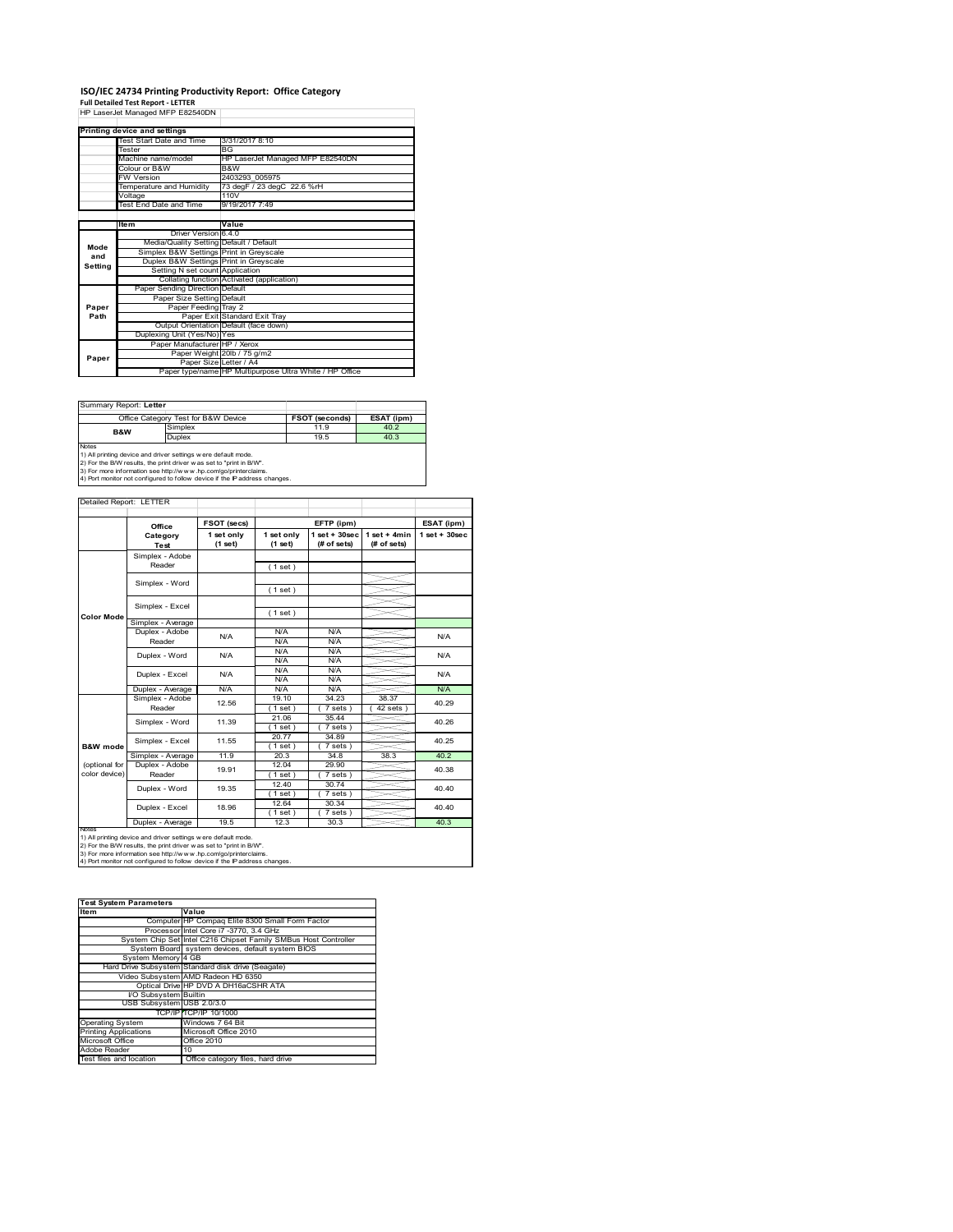# ISO/IEC 24734 Printing Productivity Report: Office Category

**Full Detailed Test Report - LETTER**

HP LaserJet Managed MFP E82540DN

| Printing device and settings | |
|---|---|
| Test Start Date and Time | 3/31/2017 8:10 |
| Tester | BG |
| Machine name/model | HP LaserJet Managed MFP E82540DN |
| Colour or B&W | B&W |
| FW Version | 2403293_005975 |
| Temperature and Humidity | 73 degF / 23 degC 22.6 %rH |
| Voltage | 110V |
| Test End Date and Time | 9/19/2017 7:49 |

| | Item | Value |
|---|---|---|
| Mode and Setting | Driver Version | 6.4.0 |
| | Media/Quality Setting | Default / Default |
| | Simplex B&W Settings | Print in Greyscale |
| | Duplex B&W Settings | Print in Greyscale |
| | Setting N set count | Application |
| | Collating function | Activated (application) |
| Paper Path | Paper Sending Direction | Default |
| | Paper Size Setting | Default |
| | Paper Feeding | Tray 2 |
| | Paper Exit | Standard Exit Tray |
| | Output Orientation | Default (face down) |
| | Duplexing Unit (Yes/No) | Yes |
| Paper | Paper Manufacturer | HP / Xerox |
| | Paper Weight | 20lb / 75 g/m2 |
| | Paper Size | Letter / A4 |
| | Paper type/name | HP Multipurpose Ultra White / HP Office |

Summary Report: **Letter**

| Office Category Test for B&W Device | | FSOT (seconds) | ESAT (ipm) |
|---|---|---|---|
| B&W | Simplex | 11.9 | 40.2 |
| | Duplex | 19.5 | 40.3 |

Notes
1) All printing device and driver settings were default mode.
2) For the B/W results, the print driver was set to "print in B/W".
3) For more information see http://www.hp.com/go/printerclaims.
4) Port monitor not configured to follow device if the IP address changes.

Detailed Report: LETTER

| | Office Category Test | FSOT (secs) 1 set only (1 set) | EFTP (ipm) 1 set only (1 set) | EFTP (ipm) 1 set + 30sec (# of sets) | EFTP (ipm) 1 set + 4min (# of sets) | ESAT (ipm) 1 set + 30sec |
|---|---|---|---|---|---|---|
| Color Mode | Simplex - Adobe Reader | | (1 set) | | | |
| | Simplex - Word | | (1 set) | | | |
| | Simplex - Excel | | (1 set) | | | |
| | Simplex - Average | | | | | |
| | Duplex - Adobe Reader | N/A | N/A N/A | N/A N/A | | N/A |
| | Duplex - Word | N/A | N/A N/A | N/A N/A | | N/A |
| | Duplex - Excel | N/A | N/A N/A | N/A N/A | | N/A |
| | Duplex - Average | N/A | N/A | N/A | | N/A |
| B&W mode (optional for color device) | Simplex - Adobe Reader | 12.56 | 19.10 (1 set) | 34.23 (7 sets) | 38.37 (42 sets) | 40.29 |
| | Simplex - Word | 11.39 | 21.06 (1 set) | 35.44 (7 sets) | | 40.26 |
| | Simplex - Excel | 11.55 | 20.77 (1 set) | 34.89 (7 sets) | | 40.25 |
| | Simplex - Average | 11.9 | 20.3 | 34.8 | 38.3 | 40.2 |
| | Duplex - Adobe Reader | 19.91 | 12.04 (1 set) | 29.90 (7 sets) | | 40.38 |
| | Duplex - Word | 19.35 | 12.40 (1 set) | 30.74 (7 sets) | | 40.40 |
| | Duplex - Excel | 18.96 | 12.64 (1 set) | 30.34 (7 sets) | | 40.40 |
| | Duplex - Average | 19.5 | 12.3 | 30.3 | | 40.3 |

Notes
1) All printing device and driver settings were default mode.
2) For the B/W results, the print driver was set to "print in B/W".
3) For more information see http://www.hp.com/go/printerclaims.
4) Port monitor not configured to follow device if the IP address changes.

| Test System Parameters | |
|---|---|
| **Item** | **Value** |
| Computer | HP Compaq Elite 8300 Small Form Factor |
| Processor | Intel Core i7 -3770, 3.4 GHz |
| System Chip Set | Intel C216 Chipset Family SMBus Host Controller |
| System Board | system devices, default system BIOS |
| System Memory | 4 GB |
| Hard Drive Subsystem | Standard disk drive (Seagate) |
| Video Subsystem | AMD Radeon HD 6350 |
| Optical Drive | HP DVD A DH16aCSHR ATA |
| I/O Subsystem | Builtin |
| USB Subsystem | USB 2.0/3.0 |
| TCP/IP | TCP/IP 10/1000 |
| Operating System | Windows 7 64 Bit |
| Printing Applications | Microsoft Office 2010 |
| Microsoft Office | Office 2010 |
| Adobe Reader | 10 |
| Test files and location | Office category files, hard drive |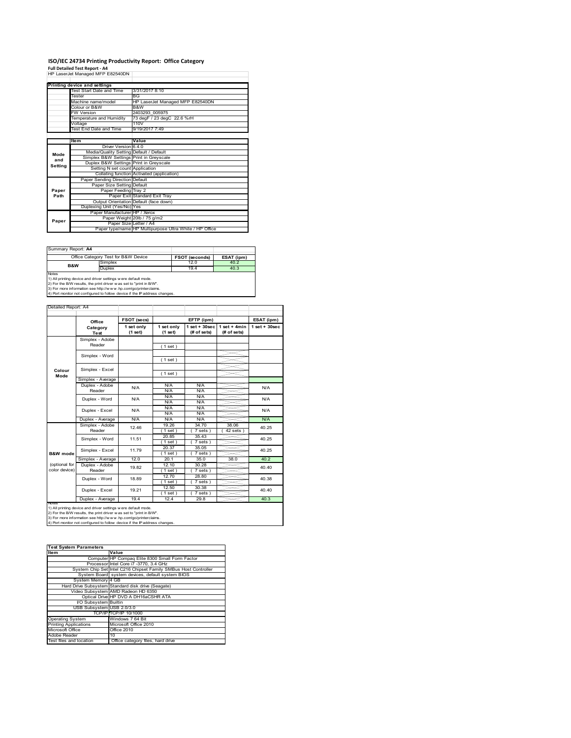# ISO/IEC 24734 Printing Productivity Report: Office Category

**Full Detailed Test Report - A4**

HP LaserJet Managed MFP E82540DN

| Printing device and settings | |
|---|---|
| Test Start Date and Time | 3/31/2017 8:10 |
| Tester | BG |
| Machine name/model | HP LaserJet Managed MFP E82540DN |
| Colour or B&W | B&W |
| FW Version | 2403293_005975 |
| Temperature and Humidity | 73 degF / 23 degC 22.6 %rH |
| Voltage | 110V |
| Test End Date and Time | 9/19/2017 7:49 |

| | Item | Value |
|---|---|---|
| Mode and Setting | Driver Version | 6.4.0 |
| | Media/Quality Setting | Default / Default |
| | Simplex B&W Settings | Print in Greyscale |
| | Duplex B&W Settings | Print in Greyscale |
| | Setting N set count | Application |
| | Collating function | Activated (application) |
| Paper Path | Paper Sending Direction | Default |
| | Paper Size Setting | Default |
| | Paper Feeding | Tray 2 |
| | Paper Exit | Standard Exit Tray |
| | Output Orientation | Default (face down) |
| | Duplexing Unit (Yes/No) | Yes |
| Paper | Paper Manufacturer | HP / Xerox |
| | Paper Weight | 20lb / 75 g/m2 |
| | Paper Size | Letter / A4 |
| | Paper type/name | HP Multipurpose Ultra White / HP Office |

Summary Report: **A4**

| Office Category Test for B&W Device | | FSOT (seconds) | ESAT (ipm) |
|---|---|---|---|
| B&W | Simplex | 12.0 | 40.2 |
| | Duplex | 19.4 | 40.3 |

Notes
1) All printing device and driver settings were default mode.
2) For the B/W results, the print driver was set to "print in B/W".
3) For more information see http://www.hp.com/go/printerclaims.
4) Port monitor not configured to follow device if the IP address changes.

Detailed Report: A4

| | Office Category Test | FSOT (secs) 1 set only (1 set) | EFTP (ipm) 1 set only (1 set) | EFTP (ipm) 1 set + 30sec (# of sets) | EFTP (ipm) 1 set + 4min (# of sets) | ESAT (ipm) 1 set + 30sec |
|---|---|---|---|---|---|---|
| Colour Mode | Simplex - Adobe Reader | | (1 set) | | | |
| | Simplex - Word | | (1 set) | | | |
| | Simplex - Excel | | (1 set) | | | |
| | Simplex - Average | | | | | |
| | Duplex - Adobe Reader | N/A | N/A<br>N/A | N/A<br>N/A | | N/A |
| | Duplex - Word | N/A | N/A<br>N/A | N/A<br>N/A | | N/A |
| | Duplex - Excel | N/A | N/A<br>N/A | N/A<br>N/A | | N/A |
| | Duplex - Average | N/A | N/A | N/A | | N/A |
| B&W mode (optional for color device) | Simplex - Adobe Reader | 12.46 | 19.26<br>(1 set) | 34.70<br>(7 sets) | 38.06<br>(42 sets) | 40.25 |
| | Simplex - Word | 11.51 | 20.85<br>(1 set) | 35.43<br>(7 sets) | | 40.25 |
| | Simplex - Excel | 11.79 | 20.37<br>(1 set) | 35.05<br>(7 sets) | | 40.25 |
| | Simplex - Average | 12.0 | 20.1 | 35.0 | 38.0 | 40.2 |
| | Duplex - Adobe Reader | 19.82 | 12.10<br>(1 set) | 30.28<br>(7 sets) | | 40.40 |
| | Duplex - Word | 18.89 | 12.70<br>(1 set) | 28.80<br>(7 sets) | | 40.38 |
| | Duplex - Excel | 19.21 | 12.50<br>(1 set) | 30.38<br>(7 sets) | | 40.40 |
| | Duplex - Average | 19.4 | 12.4 | 29.8 | | 40.3 |

Notes
1) All printing device and driver settings were default mode.
2) For the B/W results, the print driver was set to "print in B/W".
3) For more information see http://www.hp.com/go/printerclaims.
4) Port monitor not configured to follow device if the IP address changes.

| Test System Parameters | |
|---|---|
| **Item** | **Value** |
| Computer | HP Compaq Elite 8300 Small Form Factor |
| Processor | Intel Core i7 -3770, 3.4 GHz |
| System Chip Set | Intel C216 Chipset Family SMBus Host Controller |
| System Board | system devices, default system BIOS |
| System Memory | 4 GB |
| Hard Drive Subsystem | Standard disk drive (Seagate) |
| Video Subsystem | AMD Radeon HD 6350 |
| Optical Drive | HP DVD A DH16aCSHR ATA |
| I/O Subsystem | Builtin |
| USB Subsystem | USB 2.0/3.0 |
| TCP/IP | TCP/IP 10/1000 |
| Operating System | Windows 7 64 Bit |
| Printing Applications | Microsoft Office 2010 |
| Microsoft Office | Office 2010 |
| Adobe Reader | 10 |
| Test files and location | Office category files, hard drive |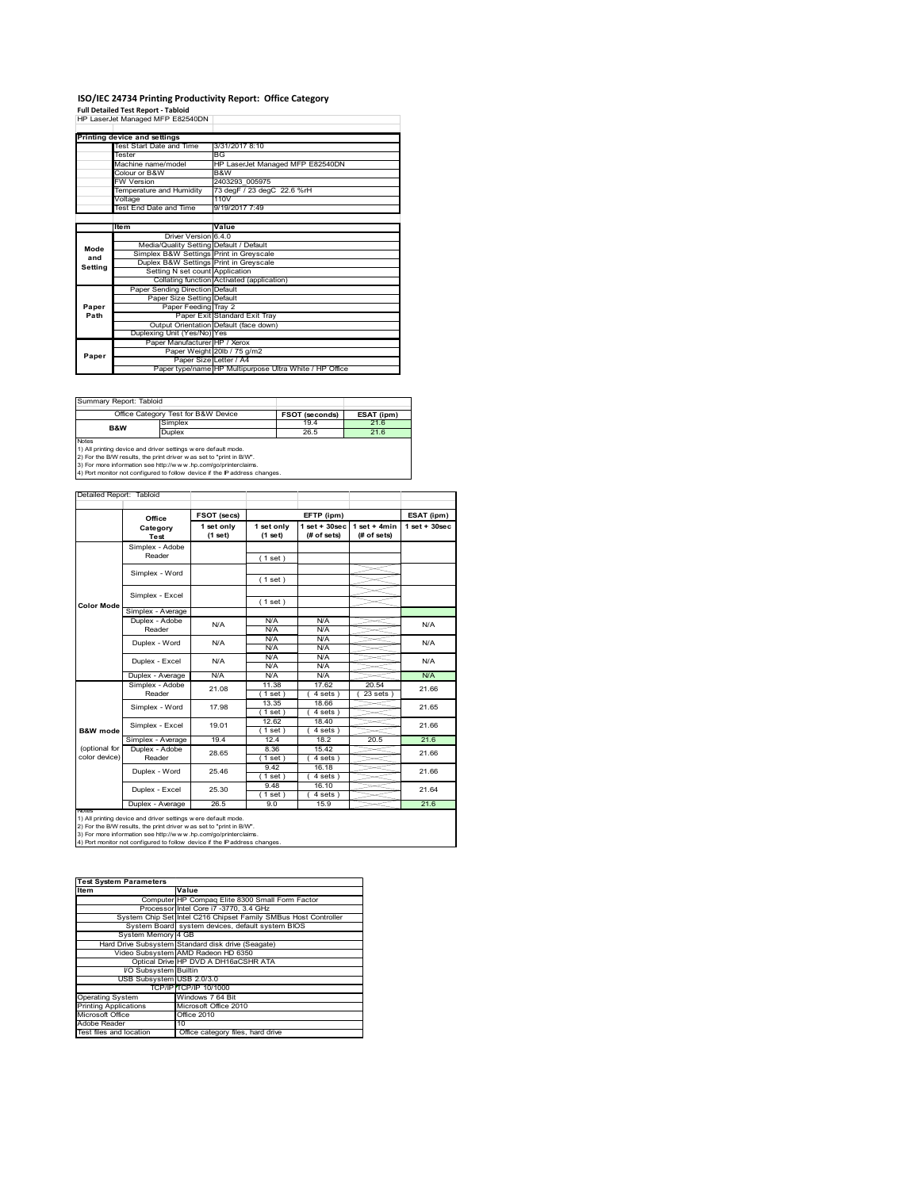# ISO/IEC 24734 Printing Productivity Report: Office Category

**Full Detailed Test Report - Tabloid**

HP LaserJet Managed MFP E82540DN

| Printing device and settings | |
|---|---|
| Test Start Date and Time | 3/31/2017 8:10 |
| Tester | BG |
| Machine name/model | HP LaserJet Managed MFP E82540DN |
| Colour or B&W | B&W |
| FW Version | 2403293_005975 |
| Temperature and Humidity | 73 degF / 23 degC 22.6 %rH |
| Voltage | 110V |
| Test End Date and Time | 9/19/2017 7:49 |

| | Item | Value |
|---|---|---|
| Mode and Setting | Driver Version | 6.4.0 |
| | Media/Quality Setting | Default / Default |
| | Simplex B&W Settings | Print in Greyscale |
| | Duplex B&W Settings | Print in Greyscale |
| | Setting N set count | Application |
| | Collating function | Activated (application) |
| Paper Path | Paper Sending Direction | Default |
| | Paper Size Setting | Default |
| | Paper Feeding | Tray 2 |
| | Paper Exit | Standard Exit Tray |
| | Output Orientation | Default (face down) |
| | Duplexing Unit (Yes/No) | Yes |
| Paper | Paper Manufacturer | HP / Xerox |
| | Paper Weight | 20lb / 75 g/m2 |
| | Paper Size | Letter / A4 |
| | Paper type/name | HP Multipurpose Ultra White / HP Office |

Summary Report: Tabloid

| Office Category Test for B&W Device | | FSOT (seconds) | ESAT (ipm) |
|---|---|---|---|
| B&W | Simplex | 19.4 | 21.6 |
| | Duplex | 26.5 | 21.6 |

Notes
1) All printing device and driver settings were default mode.
2) For the B/W results, the print driver was set to "print in B/W".
3) For more information see http://www.hp.com/go/printerclaims.
4) Port monitor not configured to follow device if the IP address changes.

Detailed Report: Tabloid

| | Office Category Test | FSOT (secs) 1 set only (1 set) | EFTP (ipm) 1 set only (1 set) | EFTP (ipm) 1 set + 30sec (# of sets) | EFTP (ipm) 1 set + 4min (# of sets) | ESAT (ipm) 1 set + 30sec |
|---|---|---|---|---|---|---|
| Color Mode | Simplex - Adobe Reader | | (1 set) | | | |
| | Simplex - Word | | (1 set) | | | |
| | Simplex - Excel | | (1 set) | | | |
| | Simplex - Average | | | | | |
| | Duplex - Adobe Reader | N/A | N/A<br>N/A | N/A<br>N/A | | N/A |
| | Duplex - Word | N/A | N/A<br>N/A | N/A<br>N/A | | N/A |
| | Duplex - Excel | N/A | N/A<br>N/A | N/A<br>N/A | | N/A |
| | Duplex - Average | N/A | N/A | N/A | | N/A |
| B&W mode (optional for color device) | Simplex - Adobe Reader | 21.08 | 11.38<br>(1 set) | 17.62<br>(4 sets) | 20.54<br>(23 sets) | 21.66 |
| | Simplex - Word | 17.98 | 13.35<br>(1 set) | 18.66<br>(4 sets) | | 21.65 |
| | Simplex - Excel | 19.01 | 12.62<br>(1 set) | 18.40<br>(4 sets) | | 21.66 |
| | Simplex - Average | 19.4 | 12.4 | 18.2 | 20.5 | 21.6 |
| | Duplex - Adobe Reader | 28.65 | 8.36<br>(1 set) | 15.42<br>(4 sets) | | 21.66 |
| | Duplex - Word | 25.46 | 9.42<br>(1 set) | 16.18<br>(4 sets) | | 21.66 |
| | Duplex - Excel | 25.30 | 9.48<br>(1 set) | 16.10<br>(4 sets) | | 21.64 |
| | Duplex - Average | 26.5 | 9.0 | 15.9 | | 21.6 |

Notes
1) All printing device and driver settings were default mode.
2) For the B/W results, the print driver was set to "print in B/W".
3) For more information see http://www.hp.com/go/printerclaims.
4) Port monitor not configured to follow device if the IP address changes.

| Test System Parameters | |
|---|---|
| Item | Value |
| Computer | HP Compaq Elite 8300 Small Form Factor |
| Processor | Intel Core i7 -3770, 3.4 GHz |
| System Chip Set | Intel C216 Chipset Family SMBus Host Controller |
| System Board | system devices, default system BIOS |
| System Memory | 4 GB |
| Hard Drive Subsystem | Standard disk drive (Seagate) |
| Video Subsystem | AMD Radeon HD 6350 |
| Optical Drive | HP DVD A DH16aCSHR ATA |
| I/O Subsystem | Builtin |
| USB Subsystem | USB 2.0/3.0 |
| TCP/IP | TCP/IP 10/1000 |
| Operating System | Windows 7 64 Bit |
| Printing Applications | Microsoft Office 2010 |
| Microsoft Office | Office 2010 |
| Adobe Reader | 10 |
| Test files and location | Office category files, hard drive |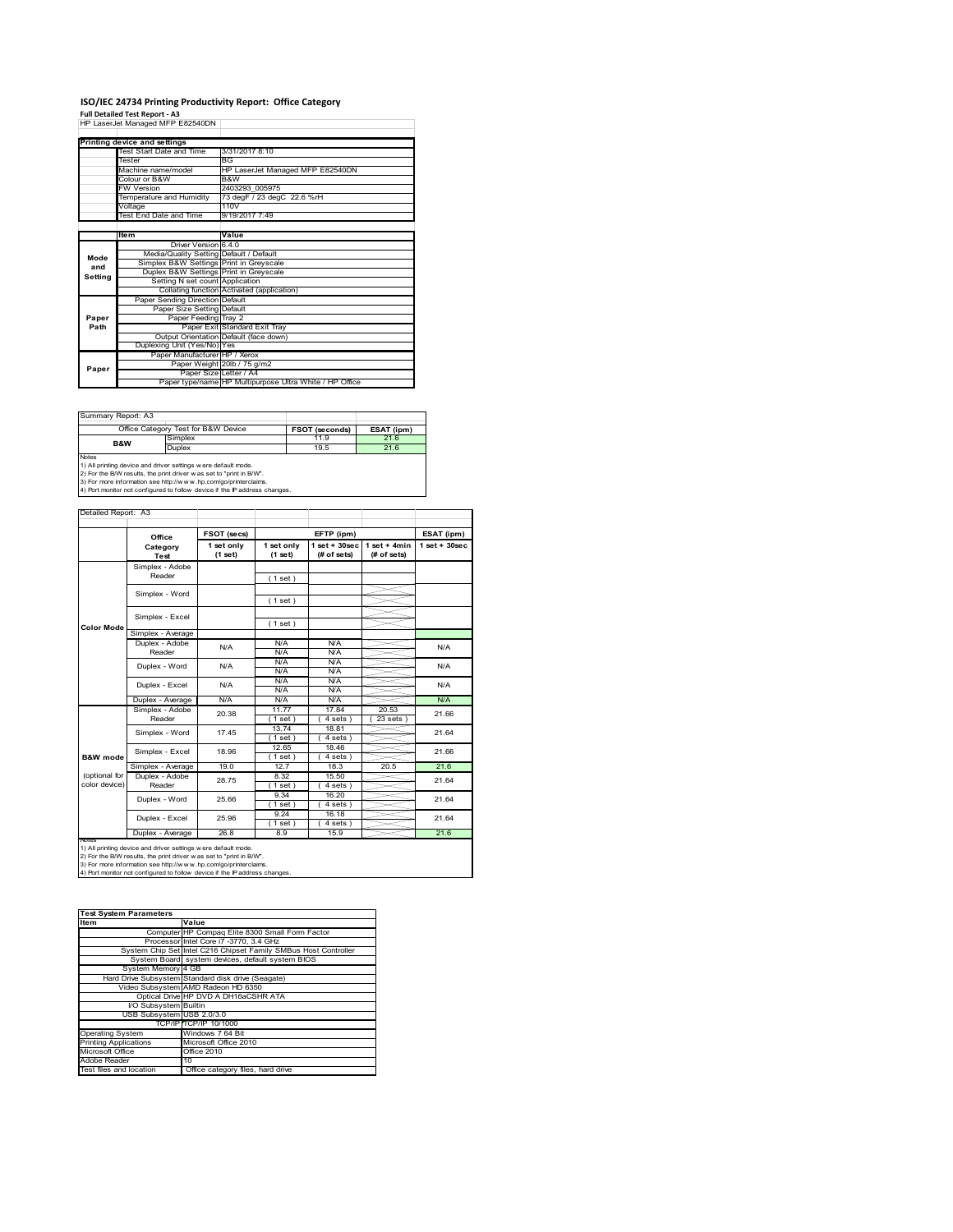# ISO/IEC 24734 Printing Productivity Report: Office Category

**Full Detailed Test Report - A3**

HP LaserJet Managed MFP E82540DN

| Printing device and settings | |
|---|---|
| Test Start Date and Time | 3/31/2017 8:10 |
| Tester | BG |
| Machine name/model | HP LaserJet Managed MFP E82540DN |
| Colour or B&W | B&W |
| FW Version | 2403293_005975 |
| Temperature and Humidity | 73 degF / 23 degC 22.6 %rH |
| Voltage | 110V |
| Test End Date and Time | 9/19/2017 7:49 |

| | Item | Value |
|---|---|---|
| Mode and Setting | Driver Version | 6.4.0 |
| | Media/Quality Setting | Default / Default |
| | Simplex B&W Settings | Print in Greyscale |
| | Duplex B&W Settings | Print in Greyscale |
| | Setting N set count | Application |
| | Collating function | Activated (application) |
| Paper Path | Paper Sending Direction | Default |
| | Paper Size Setting | Default |
| | Paper Feeding | Tray 2 |
| | Paper Exit | Standard Exit Tray |
| | Output Orientation | Default (face down) |
| | Duplexing Unit (Yes/No) | Yes |
| Paper | Paper Manufacturer | HP / Xerox |
| | Paper Weight | 20lb / 75 g/m2 |
| | Paper Size | Letter / A4 |
| | Paper type/name | HP Multipurpose Ultra White / HP Office |

Summary Report: A3

| Office Category Test for B&W Device | | FSOT (seconds) | ESAT (ipm) |
|---|---|---|---|
| B&W | Simplex | 11.9 | 21.6 |
| | Duplex | 19.5 | 21.6 |

Notes
1) All printing device and driver settings were default mode.
2) For the B/W results, the print driver was set to "print in B/W".
3) For more information see http://www.hp.com/go/printerclaims.
4) Port monitor not configured to follow device if the IP address changes.

Detailed Report: A3

| | Office Category Test | FSOT (secs) 1 set only (1 set) | EFTP (ipm) 1 set only (1 set) | EFTP (ipm) 1 set + 30sec (# of sets) | EFTP (ipm) 1 set + 4min (# of sets) | ESAT (ipm) 1 set + 30sec |
|---|---|---|---|---|---|---|
| Color Mode | Simplex - Adobe Reader | | (1 set) | | | |
| | Simplex - Word | | (1 set) | | | |
| | Simplex - Excel | | (1 set) | | | |
| | Simplex - Average | | | | | |
| | Duplex - Adobe Reader | N/A | N/A N/A | N/A N/A | | N/A |
| | Duplex - Word | N/A | N/A N/A | N/A N/A | | N/A |
| | Duplex - Excel | N/A | N/A N/A | N/A N/A | | N/A |
| | Duplex - Average | N/A | N/A | N/A | | N/A |
| B&W mode (optional for color device) | Simplex - Adobe Reader | 20.38 | 11.77 (1 set) | 17.84 (4 sets) | 20.53 (23 sets) | 21.66 |
| | Simplex - Word | 17.45 | 13.74 (1 set) | 18.81 (4 sets) | | 21.64 |
| | Simplex - Excel | 18.96 | 12.65 (1 set) | 18.46 (4 sets) | | 21.66 |
| | Simplex - Average | 19.0 | 12.7 | 18.3 | 20.5 | 21.6 |
| | Duplex - Adobe Reader | 28.75 | 8.32 (1 set) | 15.50 (4 sets) | | 21.64 |
| | Duplex - Word | 25.66 | 9.34 (1 set) | 16.20 (4 sets) | | 21.64 |
| | Duplex - Excel | 25.96 | 9.24 (1 set) | 16.18 (4 sets) | | 21.64 |
| | Duplex - Average | 26.8 | 8.9 | 15.9 | | 21.6 |

Notes
1) All printing device and driver settings were default mode.
2) For the B/W results, the print driver was set to "print in B/W".
3) For more information see http://www.hp.com/go/printerclaims.
4) Port monitor not configured to follow device if the IP address changes.

| Test System Parameters | |
|---|---|
| **Item** | **Value** |
| Computer | HP Compaq Elite 8300 Small Form Factor |
| Processor | Intel Core i7 -3770, 3.4 GHz |
| System Chip Set | Intel C216 Chipset Family SMBus Host Controller |
| System Board | system devices, default system BIOS |
| System Memory | 4 GB |
| Hard Drive Subsystem | Standard disk drive (Seagate) |
| Video Subsystem | AMD Radeon HD 6350 |
| Optical Drive | HP DVD A DH16aCSHR ATA |
| I/O Subsystem | Builtin |
| USB Subsystem | USB 2.0/3.0 |
| TCP/IP | TCP/IP 10/1000 |
| Operating System | Windows 7 64 Bit |
| Printing Applications | Microsoft Office 2010 |
| Microsoft Office | Office 2010 |
| Adobe Reader | 10 |
| Test files and location | Office category files, hard drive |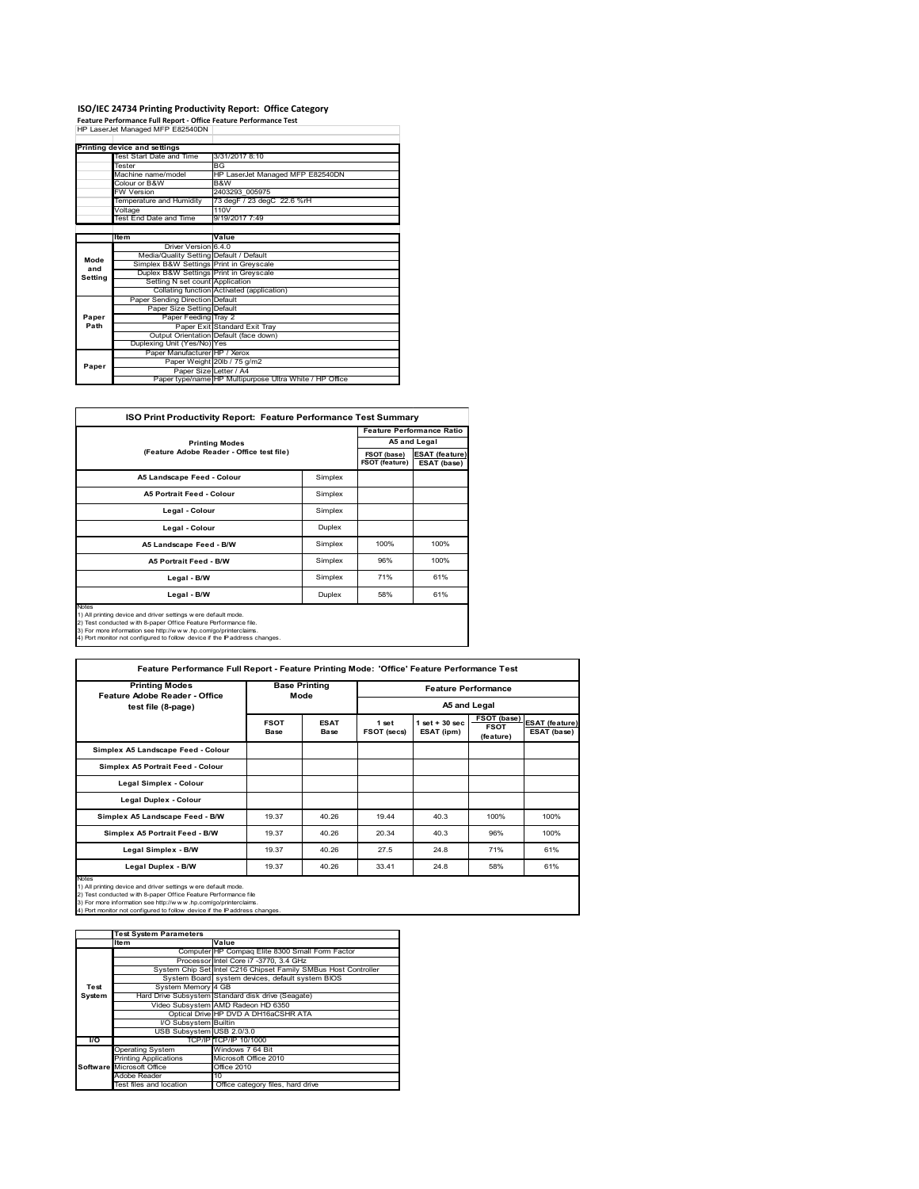# ISO/IEC 24734 Printing Productivity Report: Office Category

**Feature Performance Full Report - Office Feature Performance Test**

HP LaserJet Managed MFP E82540DN

| Printing device and settings | | |
|---|---|---|
| | Test Start Date and Time | 3/31/2017 8:10 |
| | Tester | BG |
| | Machine name/model | HP LaserJet Managed MFP E82540DN |
| | Colour or B&W | B&W |
| | FW Version | 2403293_005975 |
| | Temperature and Humidity | 73 degF / 23 degC 22.6 %rH |
| | Voltage | 110V |
| | Test End Date and Time | 9/19/2017 7:49 |

| | Item | Value |
|---|---|---|
| Mode and Setting | Driver Version | 6.4.0 |
| | Media/Quality Setting | Default / Default |
| | Simplex B&W Settings | Print in Greyscale |
| | Duplex B&W Settings | Print in Greyscale |
| | Setting N set count | Application |
| | Collating function | Activated (application) |
| Paper Path | Paper Sending Direction | Default |
| | Paper Size Setting | Default |
| | Paper Feeding | Tray 2 |
| | Paper Exit | Standard Exit Tray |
| | Output Orientation | Default (face down) |
| | Duplexing Unit (Yes/No) | Yes |
| Paper | Paper Manufacturer | HP / Xerox |
| | Paper Weight | 20lb / 75 g/m2 |
| | Paper Size | Letter / A4 |
| | Paper type/name | HP Multipurpose Ultra White / HP Office |

## ISO Print Productivity Report: Feature Performance Test Summary

| Printing Modes (Feature Adobe Reader - Office test file) | | Feature Performance Ratio A5 and Legal | |
|---|---|---|---|
| | | FSOT (base) / FSOT (feature) | ESAT (feature) / ESAT (base) |
| A5 Landscape Feed - Colour | Simplex | | |
| A5 Portrait Feed - Colour | Simplex | | |
| Legal - Colour | Simplex | | |
| Legal - Colour | Duplex | | |
| A5 Landscape Feed - B/W | Simplex | 100% | 100% |
| A5 Portrait Feed - B/W | Simplex | 96% | 100% |
| Legal - B/W | Simplex | 71% | 61% |
| Legal - B/W | Duplex | 58% | 61% |

Notes
1) All printing device and driver settings were default mode.
2) Test conducted with 8-paper Office Feature Performance file.
3) For more information see http://www.hp.com/go/printerclaims.
4) Port monitor not configured to follow device if the IP address changes.

## Feature Performance Full Report - Feature Printing Mode: 'Office' Feature Performance Test

| Printing Modes Feature Adobe Reader - Office test file (8-page) | Base Printing Mode | | Feature Performance A5 and Legal | | | |
|---|---|---|---|---|---|---|
| | FSOT Base | ESAT Base | 1 set FSOT (secs) | 1 set + 30 sec ESAT (ipm) | FSOT (base) / FSOT (feature) | ESAT (feature) / ESAT (base) |
| Simplex A5 Landscape Feed - Colour | | | | | | |
| Simplex A5 Portrait Feed - Colour | | | | | | |
| Legal Simplex - Colour | | | | | | |
| Legal Duplex - Colour | | | | | | |
| Simplex A5 Landscape Feed - B/W | 19.37 | 40.26 | 19.44 | 40.3 | 100% | 100% |
| Simplex A5 Portrait Feed - B/W | 19.37 | 40.26 | 20.34 | 40.3 | 96% | 100% |
| Legal Simplex - B/W | 19.37 | 40.26 | 27.5 | 24.8 | 71% | 61% |
| Legal Duplex - B/W | 19.37 | 40.26 | 33.41 | 24.8 | 58% | 61% |

Notes
1) All printing device and driver settings were default mode.
2) Test conducted with 8-paper Office Feature Performance file
3) For more information see http://www.hp.com/go/printerclaims.
4) Port monitor not configured to follow device if the IP address changes.

| | Test System Parameters | |
|---|---|---|
| | Item | Value |
| Test System | Computer | HP Compaq Elite 8300 Small Form Factor |
| | Processor | Intel Core i7 -3770, 3.4 GHz |
| | System Chip Set | Intel C216 Chipset Family SMBus Host Controller |
| | System Board | system devices, default system BIOS |
| | System Memory | 4 GB |
| | Hard Drive Subsystem | Standard disk drive (Seagate) |
| | Video Subsystem | AMD Radeon HD 6350 |
| | Optical Drive | HP DVD A DH16aCSHR ATA |
| | I/O Subsystem | Builtin |
| | USB Subsystem | USB 2.0/3.0 |
| I/O | TCP/IP | TCP/IP 10/1000 |
| Software | Operating System | Windows 7 64 Bit |
| | Printing Applications | Microsoft Office 2010 |
| | Microsoft Office | Office 2010 |
| | Adobe Reader | 10 |
| | Test files and location | Office category files, hard drive |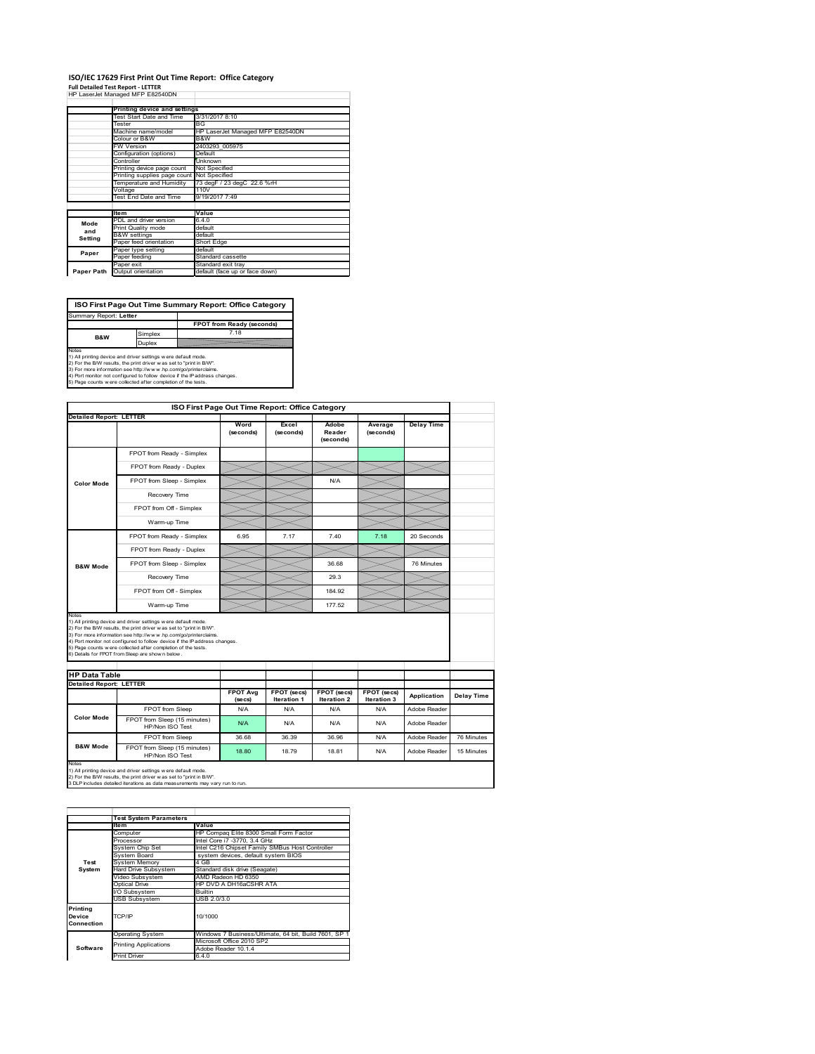# ISO/IEC 17629 First Print Out Time Report: Office Category

**Full Detailed Test Report - LETTER**

HP LaserJet Managed MFP E82540DN

| | Printing device and settings | |
|---|---|---|
| | Test Start Date and Time | 3/31/2017 8:10 |
| | Tester | BG |
| | Machine name/model | HP LaserJet Managed MFP E82540DN |
| | Colour or B&W | B&W |
| | FW Version | 2403293_005975 |
| | Configuration (options) | Default |
| | Controller | Unknown |
| | Printing device page count | Not Specified |
| | Printing supplies page count | Not Specified |
| | Temperature and Humidity | 73 degF / 23 degC 22.6 %rH |
| | Voltage | 110V |
| | Test End Date and Time | 9/19/2017 7:49 |

| | Item | Value |
|---|---|---|
| Mode and Setting | PDL and driver version | 6.4.0 |
| | Print Quality mode | default |
| | B&W settings | default |
| | Paper feed orientation | Short Edge |
| Paper | Paper type setting | default |
| | Paper feeding | Standard cassette |
| | Paper exit | Standard exit tray |
| Paper Path | Output orientation | default (face up or face down) |

## ISO First Page Out Time Summary Report: Office Category

| Summary Report: Letter | | |
|---|---|---|
| | | FPOT from Ready (seconds) |
| B&W | Simplex | 7.18 |
| | Duplex | |

Notes
1) All printing device and driver settings were default mode.
2) For the B/W results, the print driver was set to "print in B/W".
3) For more information see http://www.hp.com/go/printerclaims.
4) Port monitor not configured to follow device if the IP address changes.
5) Page counts were collected after completion of the tests.

## ISO First Page Out Time Report: Office Category

| Detailed Report: LETTER | | Word (seconds) | Excel (seconds) | Adobe Reader (seconds) | Average (seconds) | Delay Time |
|---|---|---|---|---|---|---|
| Color Mode | FPOT from Ready - Simplex | | | | | |
| | FPOT from Ready - Duplex | | | | | |
| | FPOT from Sleep - Simplex | | | N/A | | |
| | Recovery Time | | | | | |
| | FPOT from Off - Simplex | | | | | |
| | Warm-up Time | | | | | |
| B&W Mode | FPOT from Ready - Simplex | 6.95 | 7.17 | 7.40 | 7.18 | 20 Seconds |
| | FPOT from Ready - Duplex | | | | | |
| | FPOT from Sleep - Simplex | | | 36.68 | | 76 Minutes |
| | Recovery Time | | | 29.3 | | |
| | FPOT from Off - Simplex | | | 184.92 | | |
| | Warm-up Time | | | 177.52 | | |

Notes
1) All printing device and driver settings were default mode.
2) For the B/W results, the print driver was set to "print in B/W".
3) For more information see http://www.hp.com/go/printerclaims.
4) Port monitor not configured to follow device if the IP address changes.
5) Page counts were collected after completion of the tests.
6) Details for FPOT from Sleep are shown below.

## HP Data Table

| Detailed Report: LETTER | | FPOT Avg (secs) | FPOT (secs) Iteration 1 | FPOT (secs) Iteration 2 | FPOT (secs) Iteration 3 | Application | Delay Time |
|---|---|---|---|---|---|---|---|
| Color Mode | FPOT from Sleep | N/A | N/A | N/A | N/A | Adobe Reader | |
| | FPOT from Sleep (15 minutes) HP/Non ISO Test | N/A | N/A | N/A | N/A | Adobe Reader | |
| B&W Mode | FPOT from Sleep | 36.68 | 36.39 | 36.96 | N/A | Adobe Reader | 76 Minutes |
| | FPOT from Sleep (15 minutes) HP/Non ISO Test | 18.80 | 18.79 | 18.81 | N/A | Adobe Reader | 15 Minutes |

Notes
1) All printing device and driver settings were default mode.
2) For the B/W results, the print driver was set to "print in B/W".
3 DLP includes detailed iterations as data measurements may vary run to run.

| | Test System Parameters | |
|---|---|---|
| | Item | Value |
| Test System | Computer | HP Compaq Elite 8300 Small Form Factor |
| | Processor | Intel Core i7 -3770, 3.4 GHz |
| | System Chip Set | Intel C216 Chipset Family SMBus Host Controller |
| | System Board | system devices, default system BIOS |
| | System Memory | 4 GB |
| | Hard Drive Subsystem | Standard disk drive (Seagate) |
| | Video Subsystem | AMD Radeon HD 6350 |
| | Optical Drive | HP DVD A DH16aCSHR ATA |
| | I/O Subsystem | Builtin |
| | USB Subsystem | USB 2.0/3.0 |
| Printing Device Connection | TCP/IP | 10/1000 |
| Software | Operating System | Windows 7 Business/Ultimate, 64 bit, Build 7601, SP 1 |
| | Printing Applications | Microsoft Office 2010 SP2 |
| | | Adobe Reader 10.1.4 |
| | Print Driver | 6.4.0 |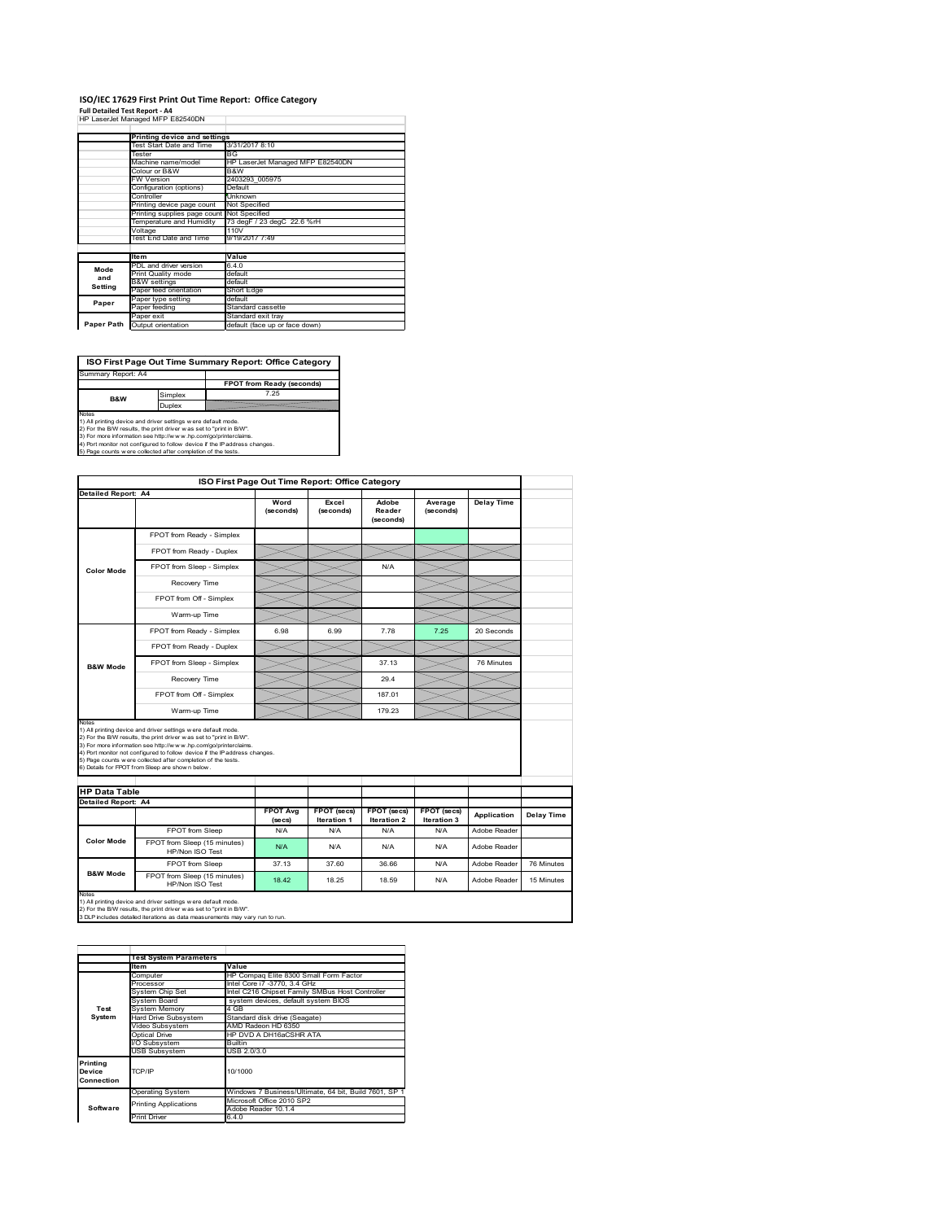# ISO/IEC 17629 First Print Out Time Report: Office Category

**Full Detailed Test Report - A4**

HP LaserJet Managed MFP E82540DN

| | Printing device and settings | |
|---|---|---|
| | Test Start Date and Time | 3/31/2017 8:10 |
| | Tester | BG |
| | Machine name/model | HP LaserJet Managed MFP E82540DN |
| | Colour or B&W | B&W |
| | FW Version | 2403293_005975 |
| | Configuration (options) | Default |
| | Controller | Unknown |
| | Printing device page count | Not Specified |
| | Printing supplies page count | Not Specified |
| | Temperature and Humidity | 73 degF / 23 degC 22.6 %rH |
| | Voltage | 110V |
| | Test End Date and Time | 9/19/2017 7:49 |
| | **Item** | **Value** |
| Mode and Setting | PDL and driver version | 6.4.0 |
| | Print Quality mode | default |
| | B&W settings | default |
| | Paper feed orientation | Short Edge |
| Paper | Paper type setting | default |
| | Paper feeding | Standard cassette |
| Paper Path | Paper exit | Standard exit tray |
| | Output orientation | default (face up or face down) |

## ISO First Page Out Time Summary Report: Office Category

| Summary Report: A4 | | |
|---|---|---|
| | | FPOT from Ready (seconds) |
| B&W | Simplex | 7.25 |
| | Duplex | |

Notes
1) All printing device and driver settings were default mode.
2) For the B/W results, the print driver was set to "print in B/W".
3) For more information see http://www.hp.com/go/printerclaims.
4) Port monitor not configured to follow device if the IP address changes.
5) Page counts were collected after completion of the tests.

## ISO First Page Out Time Report: Office Category

| Detailed Report: A4 | | Word (seconds) | Excel (seconds) | Adobe Reader (seconds) | Average (seconds) | Delay Time |
|---|---|---|---|---|---|---|
| Color Mode | FPOT from Ready - Simplex | | | | | |
| | FPOT from Ready - Duplex | | | | | |
| | FPOT from Sleep - Simplex | | | N/A | | |
| | Recovery Time | | | | | |
| | FPOT from Off - Simplex | | | | | |
| | Warm-up Time | | | | | |
| B&W Mode | FPOT from Ready - Simplex | 6.98 | 6.99 | 7.78 | 7.25 | 20 Seconds |
| | FPOT from Ready - Duplex | | | | | |
| | FPOT from Sleep - Simplex | | | 37.13 | | 76 Minutes |
| | Recovery Time | | | 29.4 | | |
| | FPOT from Off - Simplex | | | 187.01 | | |
| | Warm-up Time | | | 179.23 | | |

Notes
1) All printing device and driver settings were default mode.
2) For the B/W results, the print driver was set to "print in B/W".
3) For more information see http://www.hp.com/go/printerclaims.
4) Port monitor not configured to follow device if the IP address changes.
5) Page counts were collected after completion of the tests.
6) Details for FPOT from Sleep are shown below.

## HP Data Table

| Detailed Report: A4 | | FPOT Avg (secs) | FPOT (secs) Iteration 1 | FPOT (secs) Iteration 2 | FPOT (secs) Iteration 3 | Application | Delay Time |
|---|---|---|---|---|---|---|---|
| Color Mode | FPOT from Sleep | N/A | N/A | N/A | N/A | Adobe Reader | |
| | FPOT from Sleep (15 minutes) HP/Non ISO Test | N/A | N/A | N/A | N/A | Adobe Reader | |
| B&W Mode | FPOT from Sleep | 37.13 | 37.60 | 36.66 | N/A | Adobe Reader | 76 Minutes |
| | FPOT from Sleep (15 minutes) HP/Non ISO Test | 18.42 | 18.25 | 18.59 | N/A | Adobe Reader | 15 Minutes |

Notes
1) All printing device and driver settings were default mode.
2) For the B/W results, the print driver was set to "print in B/W".
3 DLP includes detailed iterations as data measurements may vary run to run.

| | Test System Parameters | |
|---|---|---|
| | **Item** | **Value** |
| Test System | Computer | HP Compaq Elite 8300 Small Form Factor |
| | Processor | Intel Core i7 -3770, 3.4 GHz |
| | System Chip Set | Intel C216 Chipset Family SMBus Host Controller |
| | System Board | system devices, default system BIOS |
| | System Memory | 4 GB |
| | Hard Drive Subsystem | Standard disk drive (Seagate) |
| | Video Subsystem | AMD Radeon HD 6350 |
| | Optical Drive | HP DVD A DH16aCSHR ATA |
| | I/O Subsystem | Builtin |
| | USB Subsystem | USB 2.0/3.0 |
| Printing Device Connection | TCP/IP | 10/1000 |
| Software | Operating System | Windows 7 Business/Ultimate, 64 bit, Build 7601, SP 1 |
| | Printing Applications | Microsoft Office 2010 SP2<br>Adobe Reader 10.1.4 |
| | Print Driver | 6.4.0 |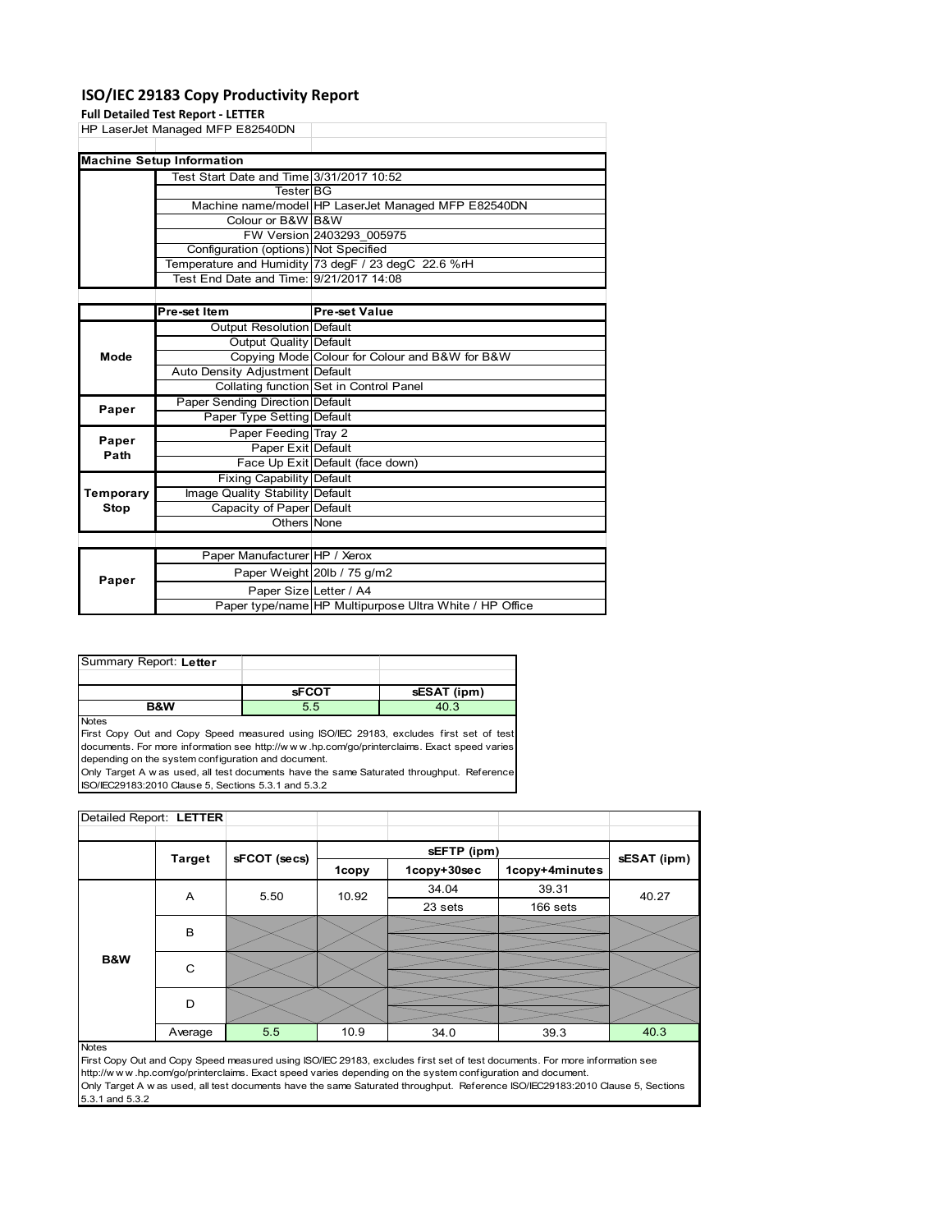# ISO/IEC 29183 Copy Productivity Report

**Full Detailed Test Report - LETTER**

HP LaserJet Managed MFP E82540DN

| Machine Setup Information | | |
|---|---|---|
| | Test Start Date and Time | 3/31/2017 10:52 |
| | Tester | BG |
| | Machine name/model | HP LaserJet Managed MFP E82540DN |
| | Colour or B&W | B&W |
| | FW Version | 2403293_005975 |
| | Configuration (options) | Not Specified |
| | Temperature and Humidity | 73 degF / 23 degC 22.6 %rH |
| | Test End Date and Time: | 9/21/2017 14:08 |

| | Pre-set Item | Pre-set Value |
|---|---|---|
| Mode | Output Resolution | Default |
| | Output Quality | Default |
| | Copying Mode | Colour for Colour and B&W for B&W |
| | Auto Density Adjustment | Default |
| | Collating function | Set in Control Panel |
| Paper | Paper Sending Direction | Default |
| | Paper Type Setting | Default |
| Paper Path | Paper Feeding | Tray 2 |
| | Paper Exit | Default |
| | Face Up Exit | Default (face down) |
| Temporary Stop | Fixing Capability | Default |
| | Image Quality Stability | Default |
| | Capacity of Paper | Default |
| | Others | None |

| | | |
|---|---|---|
| Paper | Paper Manufacturer | HP / Xerox |
| | Paper Weight | 20lb / 75 g/m2 |
| | Paper Size | Letter / A4 |
| | Paper type/name | HP Multipurpose Ultra White / HP Office |

| Summary Report: **Letter** | | |
|---|---|---|
| | **sFCOT** | **sESAT (ipm)** |
| **B&W** | 5.5 | 40.3 |

Notes
First Copy Out and Copy Speed measured using ISO/IEC 29183, excludes first set of test documents. For more information see http://w w w .hp.com/go/printerclaims. Exact speed varies depending on the system configuration and document.
Only Target A w as used, all test documents have the same Saturated throughput. Reference ISO/IEC29183:2010 Clause 5, Sections 5.3.1 and 5.3.2

| Detailed Report: **LETTER** | | | | | | |
|---|---|---|---|---|---|---|
| | **Target** | **sFCOT (secs)** | **sEFTP (ipm)** | | | **sESAT (ipm)** |
| | | | **1copy** | **1copy+30sec** | **1copy+4minutes** | |
| **B&W** | A | 5.50 | 10.92 | 34.04 | 39.31 | 40.27 |
| | | | | 23 sets | 166 sets | |
| | B | | | | | |
| | C | | | | | |
| | D | | | | | |
| | Average | 5.5 | 10.9 | 34.0 | 39.3 | 40.3 |

Notes
First Copy Out and Copy Speed measured using ISO/IEC 29183, excludes first set of test documents. For more information see http://w w w .hp.com/go/printerclaims. Exact speed varies depending on the system configuration and document.
Only Target A w as used, all test documents have the same Saturated throughput. Reference ISO/IEC29183:2010 Clause 5, Sections 5.3.1 and 5.3.2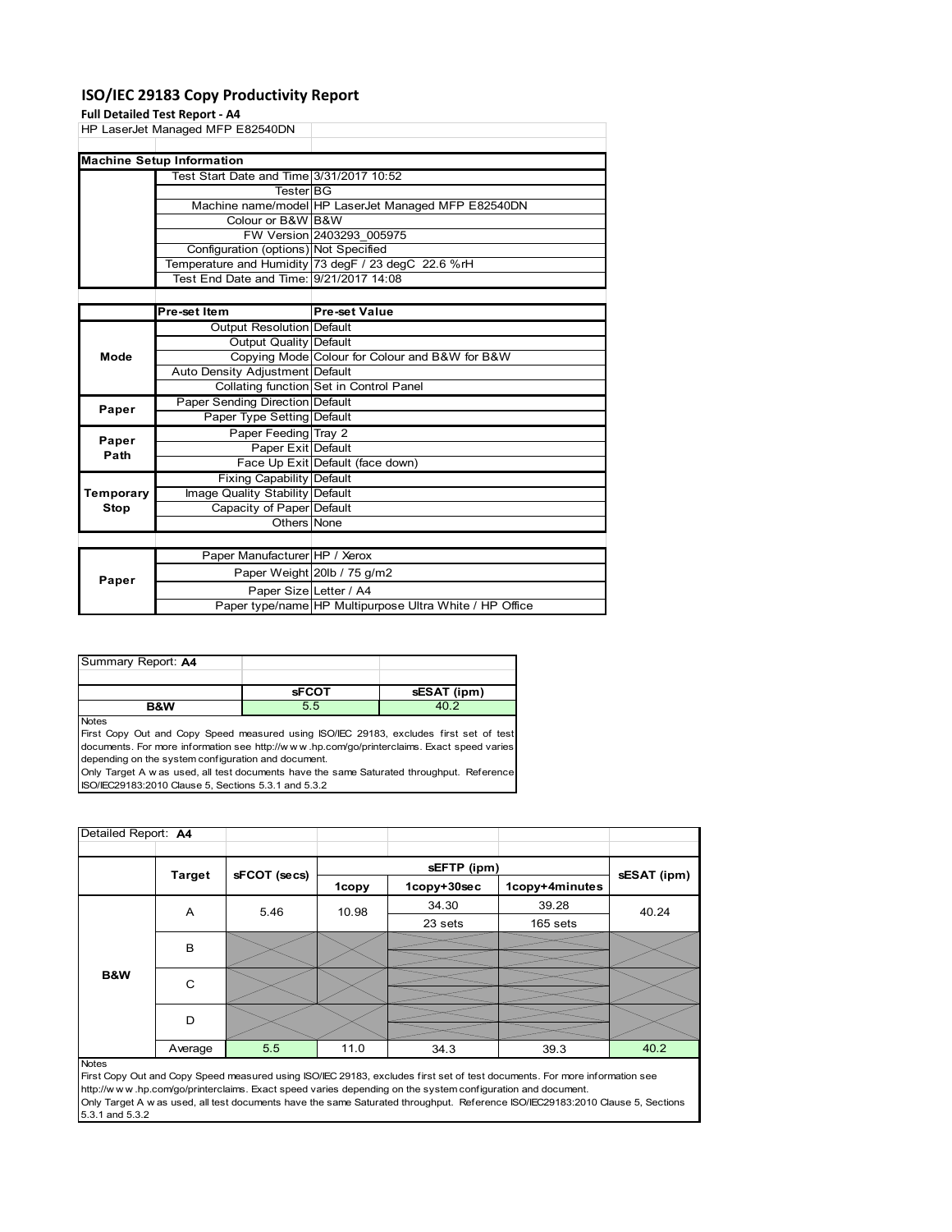# ISO/IEC 29183 Copy Productivity Report

**Full Detailed Test Report - A4**

HP LaserJet Managed MFP E82540DN

| Machine Setup Information | | |
|---|---|---|
| | Test Start Date and Time | 3/31/2017 10:52 |
| | Tester | BG |
| | Machine name/model | HP LaserJet Managed MFP E82540DN |
| | Colour or B&W | B&W |
| | FW Version | 2403293_005975 |
| | Configuration (options) | Not Specified |
| | Temperature and Humidity | 73 degF / 23 degC 22.6 %rH |
| | Test End Date and Time: | 9/21/2017 14:08 |

| | Pre-set Item | Pre-set Value |
|---|---|---|
| Mode | Output Resolution | Default |
| | Output Quality | Default |
| | Copying Mode | Colour for Colour and B&W for B&W |
| | Auto Density Adjustment | Default |
| | Collating function | Set in Control Panel |
| Paper | Paper Sending Direction | Default |
| | Paper Type Setting | Default |
| Paper Path | Paper Feeding | Tray 2 |
| | Paper Exit | Default |
| | Face Up Exit | Default (face down) |
| Temporary Stop | Fixing Capability | Default |
| | Image Quality Stability | Default |
| | Capacity of Paper | Default |
| | Others | None |

| | | |
|---|---|---|
| Paper | Paper Manufacturer | HP / Xerox |
| | Paper Weight | 20lb / 75 g/m2 |
| | Paper Size | Letter / A4 |
| | Paper type/name | HP Multipurpose Ultra White / HP Office |

Summary Report: **A4**

| | sFCOT | sESAT (ipm) |
|---|---|---|
| B&W | 5.5 | 40.2 |

Notes

First Copy Out and Copy Speed measured using ISO/IEC 29183, excludes first set of test documents. For more information see http://www.hp.com/go/printerclaims. Exact speed varies depending on the system configuration and document.

Only Target A was used, all test documents have the same Saturated throughput. Reference ISO/IEC29183:2010 Clause 5, Sections 5.3.1 and 5.3.2

Detailed Report: **A4**

| | Target | sFCOT (secs) | sEFTP (ipm) | | | sESAT (ipm) |
|---|---|---|---|---|---|---|
| | | | 1copy | 1copy+30sec | 1copy+4minutes | |
| B&W | A | 5.46 | 10.98 | 34.30<br>23 sets | 39.28<br>165 sets | 40.24 |
| | B | | | | | |
| | C | | | | | |
| | D | | | | | |
| | Average | 5.5 | 11.0 | 34.3 | 39.3 | 40.2 |

Notes

First Copy Out and Copy Speed measured using ISO/IEC 29183, excludes first set of test documents. For more information see http://www.hp.com/go/printerclaims. Exact speed varies depending on the system configuration and document.

Only Target A was used, all test documents have the same Saturated throughput. Reference ISO/IEC29183:2010 Clause 5, Sections 5.3.1 and 5.3.2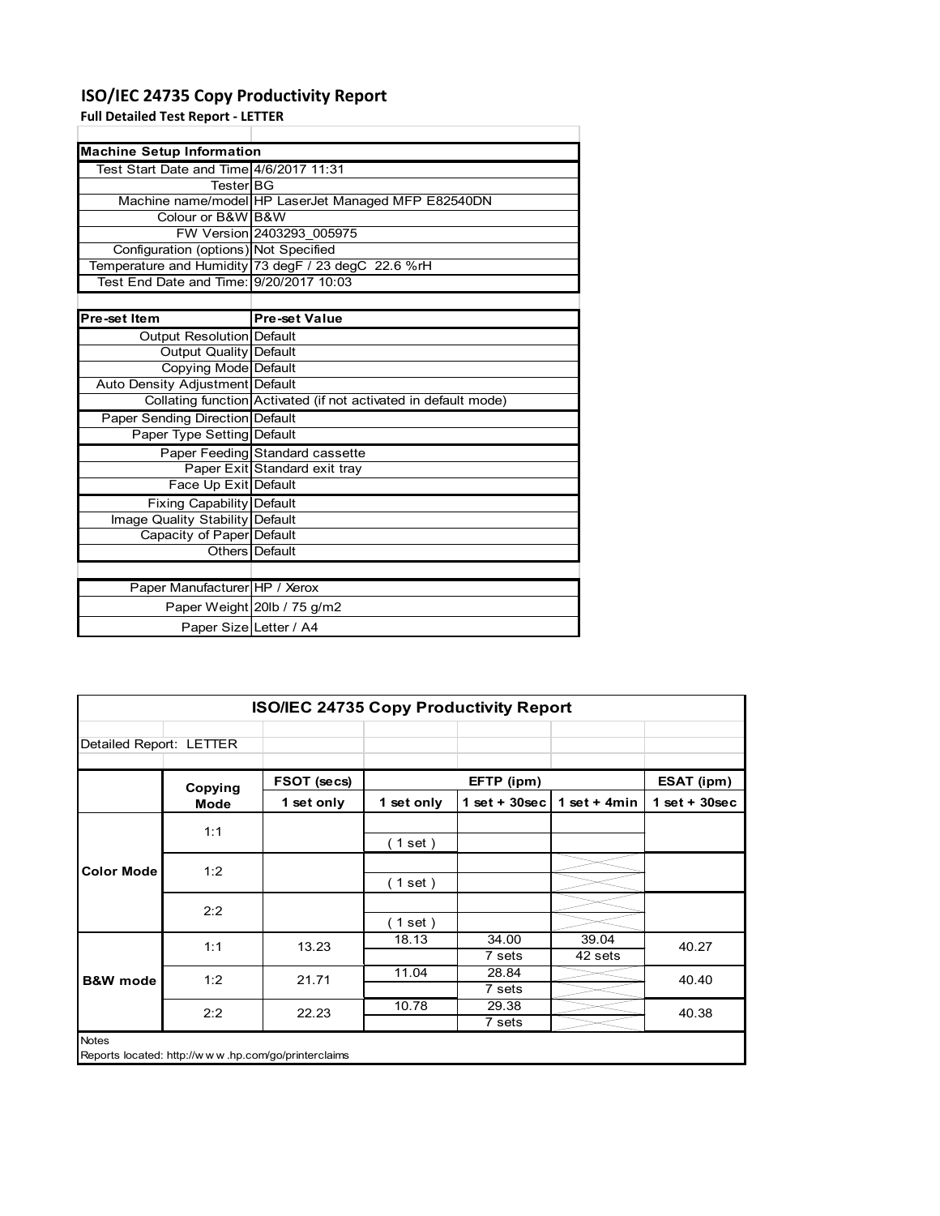# ISO/IEC 24735 Copy Productivity Report

**Full Detailed Test Report - LETTER**

| Machine Setup Information | |
|---|---|
| Test Start Date and Time | 4/6/2017 11:31 |
| Tester | BG |
| Machine name/model | HP LaserJet Managed MFP E82540DN |
| Colour or B&W | B&W |
| FW Version | 2403293_005975 |
| Configuration (options) | Not Specified |
| Temperature and Humidity | 73 degF / 23 degC 22.6 %rH |
| Test End Date and Time: | 9/20/2017 10:03 |

| Pre-set Item | Pre-set Value |
|---|---|
| Output Resolution | Default |
| Output Quality | Default |
| Copying Mode | Default |
| Auto Density Adjustment | Default |
| Collating function | Activated (if not activated in default mode) |
| Paper Sending Direction | Default |
| Paper Type Setting | Default |
| Paper Feeding | Standard cassette |
| Paper Exit | Standard exit tray |
| Face Up Exit | Default |
| Fixing Capability | Default |
| Image Quality Stability | Default |
| Capacity of Paper | Default |
| Others | Default |

| | |
|---|---|
| Paper Manufacturer | HP / Xerox |
| Paper Weight | 20lb / 75 g/m2 |
| Paper Size | Letter / A4 |

**ISO/IEC 24735 Copy Productivity Report**

Detailed Report: LETTER

| | Copying Mode | FSOT (secs) | EFTP (ipm) | | | ESAT (ipm) |
|---|---|---|---|---|---|---|
| | | 1 set only | 1 set only | 1 set + 30sec | 1 set + 4min | 1 set + 30sec |
| Color Mode | 1:1 | | ( 1 set ) | | | |
| | 1:2 | | ( 1 set ) | | | |
| | 2:2 | | ( 1 set ) | | | |
| B&W mode | 1:1 | 13.23 | 18.13 | 34.00<br>7 sets | 39.04<br>42 sets | 40.27 |
| | 1:2 | 21.71 | 11.04 | 28.84<br>7 sets | | 40.40 |
| | 2:2 | 22.23 | 10.78 | 29.38<br>7 sets | | 40.38 |

Notes

Reports located: http://www.hp.com/go/printerclaims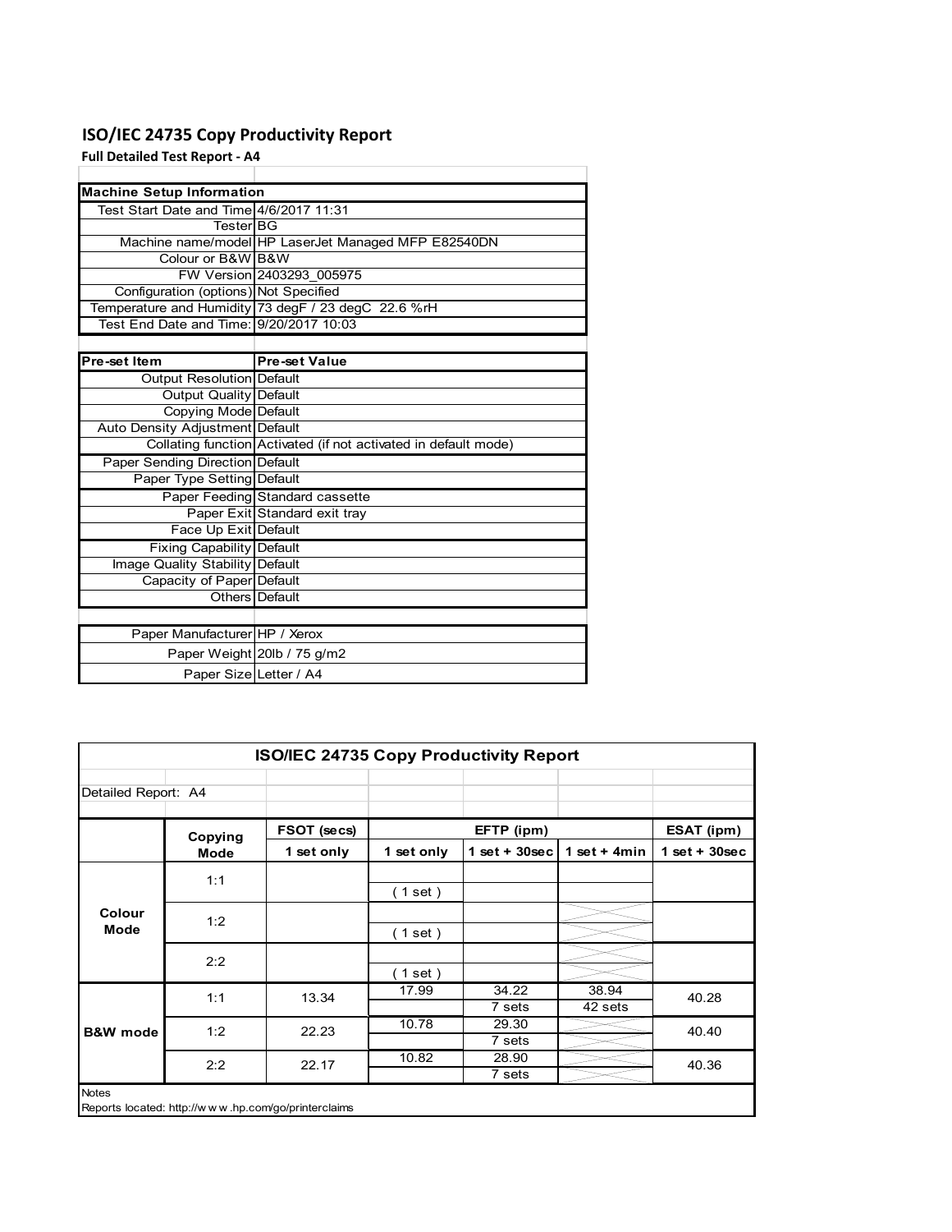# ISO/IEC 24735 Copy Productivity Report

**Full Detailed Test Report - A4**

| Machine Setup Information | |
|---|---|
| Test Start Date and Time | 4/6/2017 11:31 |
| Tester | BG |
| Machine name/model | HP LaserJet Managed MFP E82540DN |
| Colour or B&W | B&W |
| FW Version | 2403293_005975 |
| Configuration (options) | Not Specified |
| Temperature and Humidity | 73 degF / 23 degC 22.6 %rH |
| Test End Date and Time: | 9/20/2017 10:03 |

| Pre-set Item | Pre-set Value |
|---|---|
| Output Resolution | Default |
| Output Quality | Default |
| Copying Mode | Default |
| Auto Density Adjustment | Default |
| Collating function | Activated (if not activated in default mode) |
| Paper Sending Direction | Default |
| Paper Type Setting | Default |
| Paper Feeding | Standard cassette |
| Paper Exit | Standard exit tray |
| Face Up Exit | Default |
| Fixing Capability | Default |
| Image Quality Stability | Default |
| Capacity of Paper | Default |
| Others | Default |

| | |
|---|---|
| Paper Manufacturer | HP / Xerox |
| Paper Weight | 20lb / 75 g/m2 |
| Paper Size | Letter / A4 |

**ISO/IEC 24735 Copy Productivity Report**

Detailed Report: A4

| | Copying Mode | FSOT (secs) 1 set only | EFTP (ipm) 1 set only | EFTP (ipm) 1 set + 30sec | EFTP (ipm) 1 set + 4min | ESAT (ipm) 1 set + 30sec |
|---|---|---|---|---|---|---|
| Colour Mode | 1:1 | | ( 1 set ) | | | |
| | 1:2 | | ( 1 set ) | | | |
| | 2:2 | | ( 1 set ) | | | |
| B&W mode | 1:1 | 13.34 | 17.99 | 34.22 / 7 sets | 38.94 / 42 sets | 40.28 |
| | 1:2 | 22.23 | 10.78 | 29.30 / 7 sets | | 40.40 |
| | 2:2 | 22.17 | 10.82 | 28.90 / 7 sets | | 40.36 |

Notes

Reports located: http://w w w .hp.com/go/printerclaims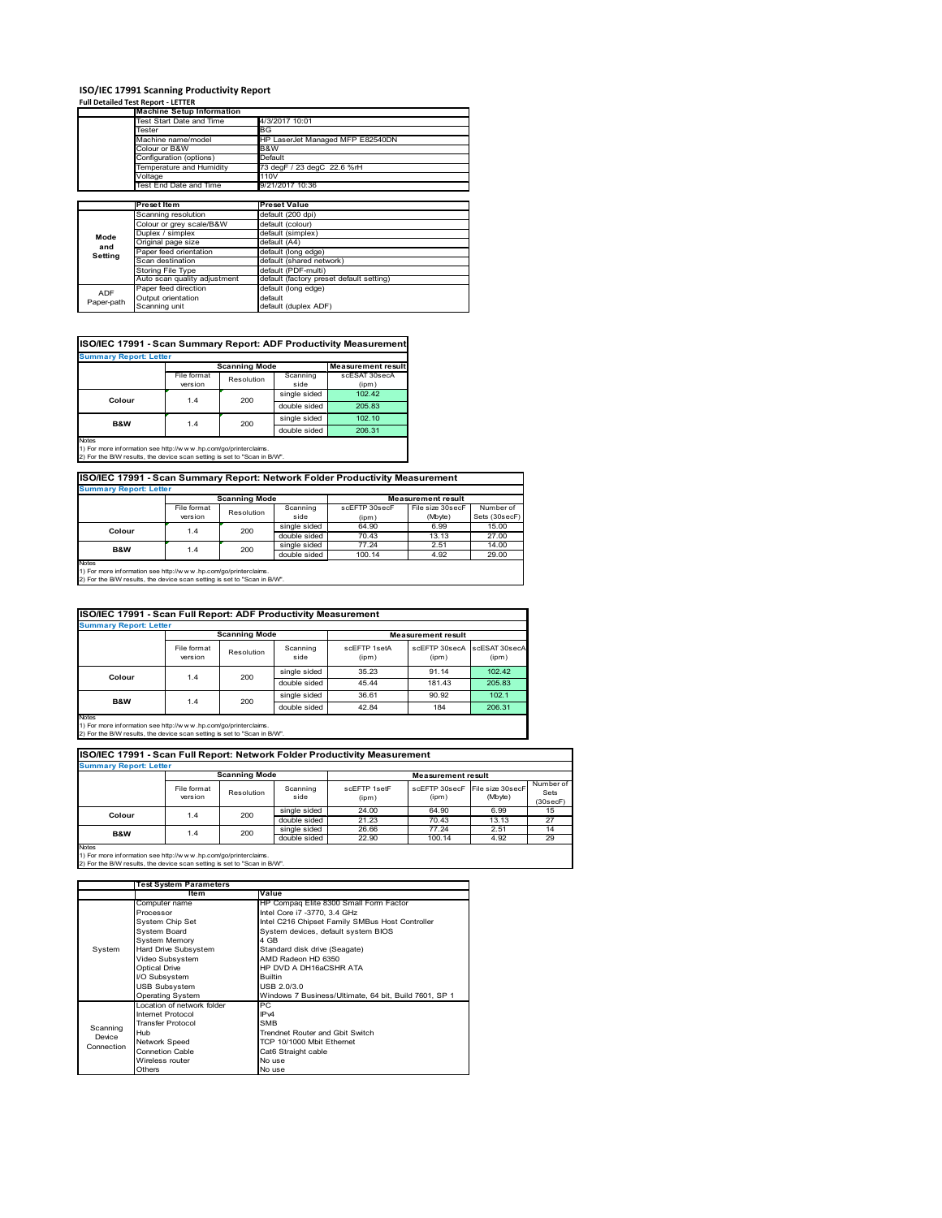# ISO/IEC 17991 Scanning Productivity Report

**Full Detailed Test Report - LETTER**

| | Machine Setup Information | |
|---|---|---|
| | Test Start Date and Time | 4/3/2017 10:01 |
| | Tester | BG |
| | Machine name/model | HP LaserJet Managed MFP E82540DN |
| | Colour or B&W | B&W |
| | Configuration (options) | Default |
| | Temperature and Humidity | 73 degF / 23 degC 22.6 %rH |
| | Voltage | 110V |
| | Test End Date and Time | 9/21/2017 10:36 |

| | Preset Item | Preset Value |
|---|---|---|
| Mode and Setting | Scanning resolution | default (200 dpi) |
| | Colour or grey scale/B&W | default (colour) |
| | Duplex / simplex | default (simplex) |
| | Original page size | default (A4) |
| | Paper feed orientation | default (long edge) |
| | Scan destination | default (shared network) |
| | Storing File Type | default (PDF-multi) |
| | Auto scan quality adjustment | default (factory preset default setting) |
| ADF Paper-path | Paper feed direction | default (long edge) |
| | Output orientation | default |
| | Scanning unit | default (duplex ADF) |

## ISO/IEC 17991 - Scan Summary Report: ADF Productivity Measurement

**Summary Report: Letter**

| | Scanning Mode | | | Measurement result |
|---|---|---|---|---|
| | File format version | Resolution | Scanning side | scESAT 30secA (ipm) |
| Colour | 1.4 | 200 | single sided | 102.42 |
| | | | double sided | 205.83 |
| B&W | 1.4 | 200 | single sided | 102.10 |
| | | | double sided | 206.31 |

Notes
1) For more information see http://www.hp.com/go/printerclaims.
2) For the B/W results, the device scan setting is set to "Scan in B/W".

## ISO/IEC 17991 - Scan Summary Report: Network Folder Productivity Measurement

**Summary Report: Letter**

| | Scanning Mode | | | Measurement result | | |
|---|---|---|---|---|---|---|
| | File format version | Resolution | Scanning side | scEFTP 30secF (ipm) | File size 30secF (Mbyte) | Number of Sets (30secF) |
| Colour | 1.4 | 200 | single sided | 64.90 | 6.99 | 15.00 |
| | | | double sided | 70.43 | 13.13 | 27.00 |
| B&W | 1.4 | 200 | single sided | 77.24 | 2.51 | 14.00 |
| | | | double sided | 100.14 | 4.92 | 29.00 |

Notes
1) For more information see http://www.hp.com/go/printerclaims.
2) For the B/W results, the device scan setting is set to "Scan in B/W".

## ISO/IEC 17991 - Scan Full Report: ADF Productivity Measurement

**Summary Report: Letter**

| | Scanning Mode | | | Measurement result | | |
|---|---|---|---|---|---|---|
| | File format version | Resolution | Scanning side | scEFTP 1setA (ipm) | scEFTP 30secA (ipm) | scESAT 30secA (ipm) |
| Colour | 1.4 | 200 | single sided | 35.23 | 91.14 | 102.42 |
| | | | double sided | 45.44 | 181.43 | 205.83 |
| B&W | 1.4 | 200 | single sided | 36.61 | 90.92 | 102.1 |
| | | | double sided | 42.84 | 184 | 206.31 |

Notes
1) For more information see http://www.hp.com/go/printerclaims.
2) For the B/W results, the device scan setting is set to "Scan in B/W".

## ISO/IEC 17991 - Scan Full Report: Network Folder Productivity Measurement

**Summary Report: Letter**

| | Scanning Mode | | | Measurement result | | | |
|---|---|---|---|---|---|---|---|
| | File format version | Resolution | Scanning side | scEFTP 1setF (ipm) | scEFTP 30secF (ipm) | File size 30secF (Mbyte) | Number of Sets (30secF) |
| Colour | 1.4 | 200 | single sided | 24.00 | 64.90 | 6.99 | 15 |
| | | | double sided | 21.23 | 70.43 | 13.13 | 27 |
| B&W | 1.4 | 200 | single sided | 26.66 | 77.24 | 2.51 | 14 |
| | | | double sided | 22.90 | 100.14 | 4.92 | 29 |

Notes
1) For more information see http://www.hp.com/go/printerclaims.
2) For the B/W results, the device scan setting is set to "Scan in B/W".

| | Test System Parameters | |
|---|---|---|
| | Item | Value |
| System | Computer name | HP Compaq Elite 8300 Small Form Factor |
| | Processor | Intel Core i7 -3770, 3.4 GHz |
| | System Chip Set | Intel C216 Chipset Family SMBus Host Controller |
| | System Board | System devices, default system BIOS |
| | System Memory | 4 GB |
| | Hard Drive Subsystem | Standard disk drive (Seagate) |
| | Video Subsystem | AMD Radeon HD 6350 |
| | Optical Drive | HP DVD A DH16aCSHR ATA |
| | I/O Subsystem | Builtin |
| | USB Subsystem | USB 2.0/3.0 |
| | Operating System | Windows 7 Business/Ultimate, 64 bit, Build 7601, SP 1 |
| Scanning Device Connection | Location of network folder | PC |
| | Internet Protocol | IPv4 |
| | Transfer Protocol | SMB |
| | Hub | Trendnet Router and Gbit Switch |
| | Network Speed | TCP 10/1000 Mbit Ethernet |
| | Connetion Cable | Cat6 Straight cable |
| | Wireless router | No use |
| | Others | No use |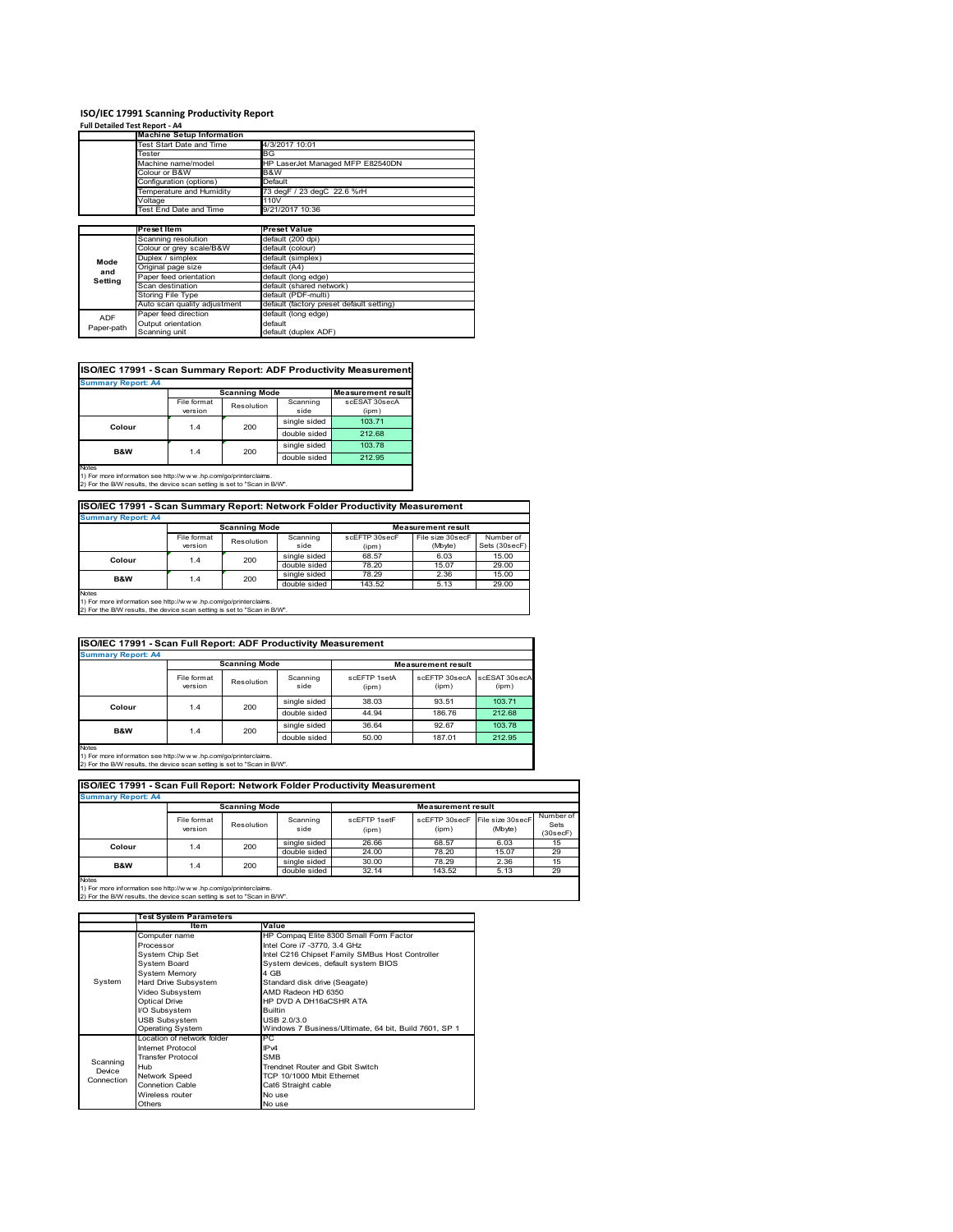# ISO/IEC 17991 Scanning Productivity Report

**Full Detailed Test Report - A4**

| | Machine Setup Information | |
|---|---|---|
| | Test Start Date and Time | 4/3/2017 10:01 |
| | Tester | BG |
| | Machine name/model | HP LaserJet Managed MFP E82540DN |
| | Colour or B&W | B&W |
| | Configuration (options) | Default |
| | Temperature and Humidity | 73 degF / 23 degC 22.6 %rH |
| | Voltage | 110V |
| | Test End Date and Time | 9/21/2017 10:36 |

| | Preset Item | Preset Value |
|---|---|---|
| Mode and Setting | Scanning resolution | default (200 dpi) |
| | Colour or grey scale/B&W | default (colour) |
| | Duplex / simplex | default (simplex) |
| | Original page size | default (A4) |
| | Paper feed orientation | default (long edge) |
| | Scan destination | default (shared network) |
| | Storing File Type | default (PDF-multi) |
| | Auto scan quality adjustment | default (factory preset default setting) |
| ADF Paper-path | Paper feed direction | default (long edge) |
| | Output orientation | default |
| | Scanning unit | default (duplex ADF) |

## ISO/IEC 17991 - Scan Summary Report: ADF Productivity Measurement

**Summary Report: A4**

| | Scanning Mode | | | Measurement result |
|---|---|---|---|---|
| | File format version | Resolution | Scanning side | scESAT 30secA (ipm) |
| Colour | 1.4 | 200 | single sided | 103.71 |
| | | | double sided | 212.68 |
| B&W | 1.4 | 200 | single sided | 103.78 |
| | | | double sided | 212.95 |

Notes
1) For more information see http://www.hp.com/go/printerclaims.
2) For the B/W results, the device scan setting is set to "Scan in B/W".

## ISO/IEC 17991 - Scan Summary Report: Network Folder Productivity Measurement

**Summary Report: A4**

| | Scanning Mode | | | Measurement result | | |
|---|---|---|---|---|---|---|
| | File format version | Resolution | Scanning side | scEFTP 30secF (ipm) | File size 30secF (Mbyte) | Number of Sets (30secF) |
| Colour | 1.4 | 200 | single sided | 68.57 | 6.03 | 15.00 |
| | | | double sided | 78.20 | 15.07 | 29.00 |
| B&W | 1.4 | 200 | single sided | 78.29 | 2.36 | 15.00 |
| | | | double sided | 143.52 | 5.13 | 29.00 |

Notes
1) For more information see http://www.hp.com/go/printerclaims.
2) For the B/W results, the device scan setting is set to "Scan in B/W".

## ISO/IEC 17991 - Scan Full Report: ADF Productivity Measurement

**Summary Report: A4**

| | Scanning Mode | | | Measurement result | | |
|---|---|---|---|---|---|---|
| | File format version | Resolution | Scanning side | scEFTP 1setA (ipm) | scEFTP 30secA (ipm) | scESAT 30secA (ipm) |
| Colour | 1.4 | 200 | single sided | 38.03 | 93.51 | 103.71 |
| | | | double sided | 44.94 | 186.76 | 212.68 |
| B&W | 1.4 | 200 | single sided | 36.64 | 92.67 | 103.78 |
| | | | double sided | 50.00 | 187.01 | 212.95 |

Notes
1) For more information see http://www.hp.com/go/printerclaims.
2) For the B/W results, the device scan setting is set to "Scan in B/W".

## ISO/IEC 17991 - Scan Full Report: Network Folder Productivity Measurement

**Summary Report: A4**

| | Scanning Mode | | | Measurement result | | | |
|---|---|---|---|---|---|---|---|
| | File format version | Resolution | Scanning side | scEFTP 1setF (ipm) | scEFTP 30secF (ipm) | File size 30secF (Mbyte) | Number of Sets (30secF) |
| Colour | 1.4 | 200 | single sided | 26.66 | 68.57 | 6.03 | 15 |
| | | | double sided | 24.00 | 78.20 | 15.07 | 29 |
| B&W | 1.4 | 200 | single sided | 30.00 | 78.29 | 2.36 | 15 |
| | | | double sided | 32.14 | 143.52 | 5.13 | 29 |

Notes
1) For more information see http://www.hp.com/go/printerclaims.
2) For the B/W results, the device scan setting is set to "Scan in B/W".

| | Test System Parameters | |
|---|---|---|
| | Item | Value |
| System | Computer name | HP Compaq Elite 8300 Small Form Factor |
| | Processor | Intel Core i7 -3770, 3.4 GHz |
| | System Chip Set | Intel C216 Chipset Family SMBus Host Controller |
| | System Board | System devices, default system BIOS |
| | System Memory | 4 GB |
| | Hard Drive Subsystem | Standard disk drive (Seagate) |
| | Video Subsystem | AMD Radeon HD 6350 |
| | Optical Drive | HP DVD A DH16aCSHR ATA |
| | I/O Subsystem | Builtin |
| | USB Subsystem | USB 2.0/3.0 |
| | Operating System | Windows 7 Business/Ultimate, 64 bit, Build 7601, SP 1 |
| Scanning Device Connection | Location of network folder | PC |
| | Internet Protocol | IPv4 |
| | Transfer Protocol | SMB |
| | Hub | Trendnet Router and Gbit Switch |
| | Network Speed | TCP 10/1000 Mbit Ethernet |
| | Connetion Cable | Cat6 Straight cable |
| | Wireless router | No use |
| | Others | No use |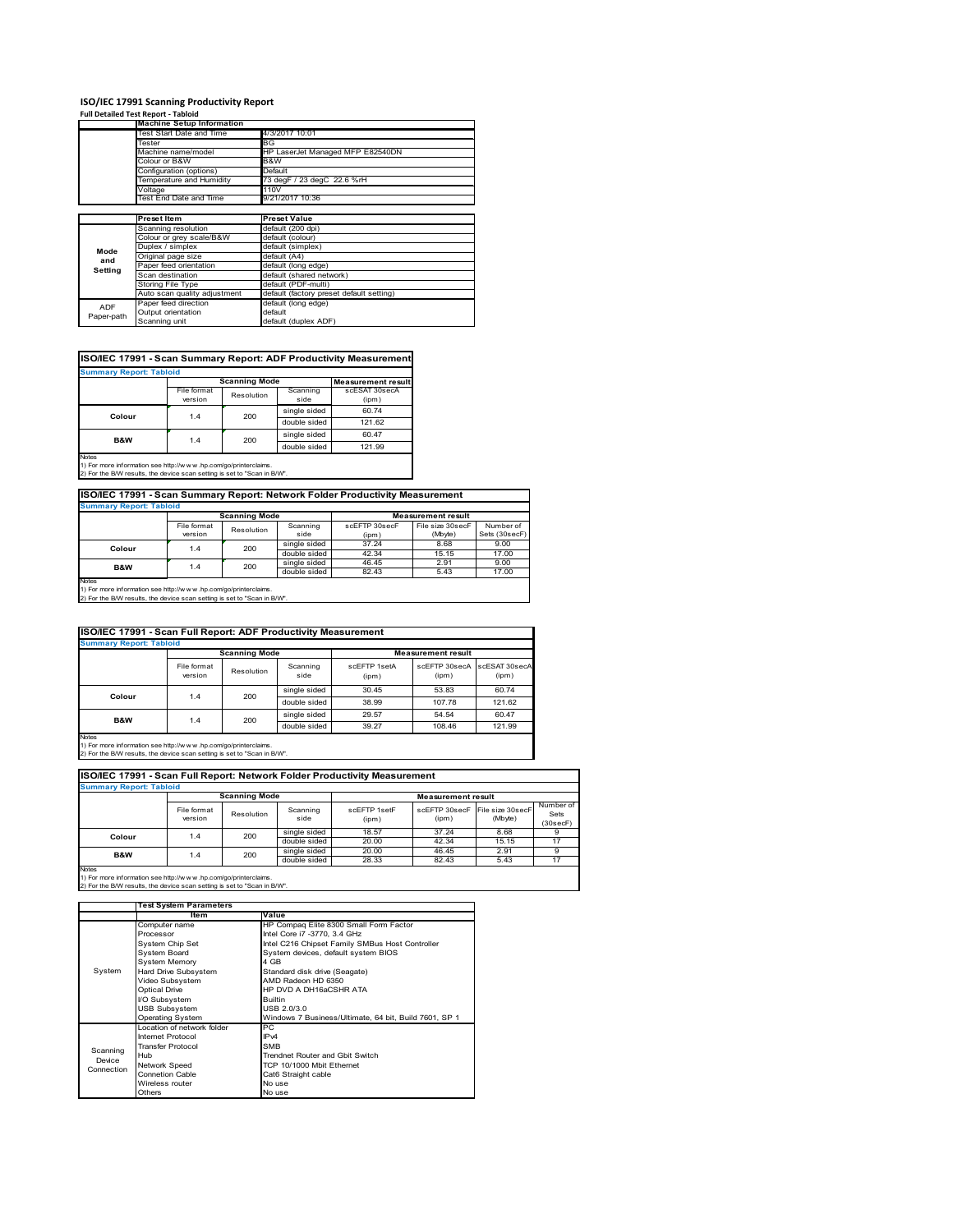# ISO/IEC 17991 Scanning Productivity Report

**Full Detailed Test Report - Tabloid**

| | Machine Setup Information | |
|---|---|---|
| | Test Start Date and Time | 4/3/2017 10:01 |
| | Tester | BG |
| | Machine name/model | HP LaserJet Managed MFP E82540DN |
| | Colour or B&W | B&W |
| | Configuration (options) | Default |
| | Temperature and Humidity | 73 degF / 23 degC 22.6 %rH |
| | Voltage | 110V |
| | Test End Date and Time | 9/21/2017 10:36 |

| | Preset Item | Preset Value |
|---|---|---|
| Mode and Setting | Scanning resolution | default (200 dpi) |
| | Colour or grey scale/B&W | default (colour) |
| | Duplex / simplex | default (simplex) |
| | Original page size | default (A4) |
| | Paper feed orientation | default (long edge) |
| | Scan destination | default (shared network) |
| | Storing File Type | default (PDF-multi) |
| | Auto scan quality adjustment | default (factory preset default setting) |
| ADF Paper-path | Paper feed direction | default (long edge) |
| | Output orientation | default |
| | Scanning unit | default (duplex ADF) |

## ISO/IEC 17991 - Scan Summary Report: ADF Productivity Measurement

**Summary Report: Tabloid**

| | Scanning Mode | | | Measurement result |
|---|---|---|---|---|
| | File format version | Resolution | Scanning side | scESAT 30secA (ipm) |
| Colour | 1.4 | 200 | single sided | 60.74 |
| | | | double sided | 121.62 |
| B&W | 1.4 | 200 | single sided | 60.47 |
| | | | double sided | 121.99 |

Notes
1) For more information see http://www.hp.com/go/printerclaims.
2) For the B/W results, the device scan setting is set to "Scan in B/W".

## ISO/IEC 17991 - Scan Summary Report: Network Folder Productivity Measurement

**Summary Report: Tabloid**

| | Scanning Mode | | | Measurement result | | |
|---|---|---|---|---|---|---|
| | File format version | Resolution | Scanning side | scEFTP 30secF (ipm) | File size 30secF (Mbyte) | Number of Sets (30secF) |
| Colour | 1.4 | 200 | single sided | 37.24 | 8.68 | 9.00 |
| | | | double sided | 42.34 | 15.15 | 17.00 |
| B&W | 1.4 | 200 | single sided | 46.45 | 2.91 | 9.00 |
| | | | double sided | 82.43 | 5.43 | 17.00 |

Notes
1) For more information see http://www.hp.com/go/printerclaims.
2) For the B/W results, the device scan setting is set to "Scan in B/W".

## ISO/IEC 17991 - Scan Full Report: ADF Productivity Measurement

**Summary Report: Tabloid**

| | Scanning Mode | | | Measurement result | | |
|---|---|---|---|---|---|---|
| | File format version | Resolution | Scanning side | scEFTP 1setA (ipm) | scEFTP 30secA (ipm) | scESAT 30secA (ipm) |
| Colour | 1.4 | 200 | single sided | 30.45 | 53.83 | 60.74 |
| | | | double sided | 38.99 | 107.78 | 121.62 |
| B&W | 1.4 | 200 | single sided | 29.57 | 54.54 | 60.47 |
| | | | double sided | 39.27 | 108.46 | 121.99 |

Notes
1) For more information see http://www.hp.com/go/printerclaims.
2) For the B/W results, the device scan setting is set to "Scan in B/W".

## ISO/IEC 17991 - Scan Full Report: Network Folder Productivity Measurement

**Summary Report: Tabloid**

| | Scanning Mode | | | Measurement result | | | |
|---|---|---|---|---|---|---|---|
| | File format version | Resolution | Scanning side | scEFTP 1setF (ipm) | scEFTP 30secF (ipm) | File size 30secF (Mbyte) | Number of Sets (30secF) |
| Colour | 1.4 | 200 | single sided | 18.57 | 37.24 | 8.68 | 9 |
| | | | double sided | 20.00 | 42.34 | 15.15 | 17 |
| B&W | 1.4 | 200 | single sided | 20.00 | 46.45 | 2.91 | 9 |
| | | | double sided | 28.33 | 82.43 | 5.43 | 17 |

Notes
1) For more information see http://www.hp.com/go/printerclaims.
2) For the B/W results, the device scan setting is set to "Scan in B/W".

| | Test System Parameters | |
|---|---|---|
| | Item | Value |
| System | Computer name | HP Compaq Elite 8300 Small Form Factor |
| | Processor | Intel Core i7 -3770, 3.4 GHz |
| | System Chip Set | Intel C216 Chipset Family SMBus Host Controller |
| | System Board | System devices, default system BIOS |
| | System Memory | 4 GB |
| | Hard Drive Subsystem | Standard disk drive (Seagate) |
| | Video Subsystem | AMD Radeon HD 6350 |
| | Optical Drive | HP DVD A DH16aCSHR ATA |
| | I/O Subsystem | Builtin |
| | USB Subsystem | USB 2.0/3.0 |
| | Operating System | Windows 7 Business/Ultimate, 64 bit, Build 7601, SP 1 |
| Scanning Device Connection | Location of network folder | PC |
| | Internet Protocol | IPv4 |
| | Transfer Protocol | SMB |
| | Hub | Trendnet Router and Gbit Switch |
| | Network Speed | TCP 10/1000 Mbit Ethernet |
| | Connetion Cable | Cat6 Straight cable |
| | Wireless router | No use |
| | Others | No use |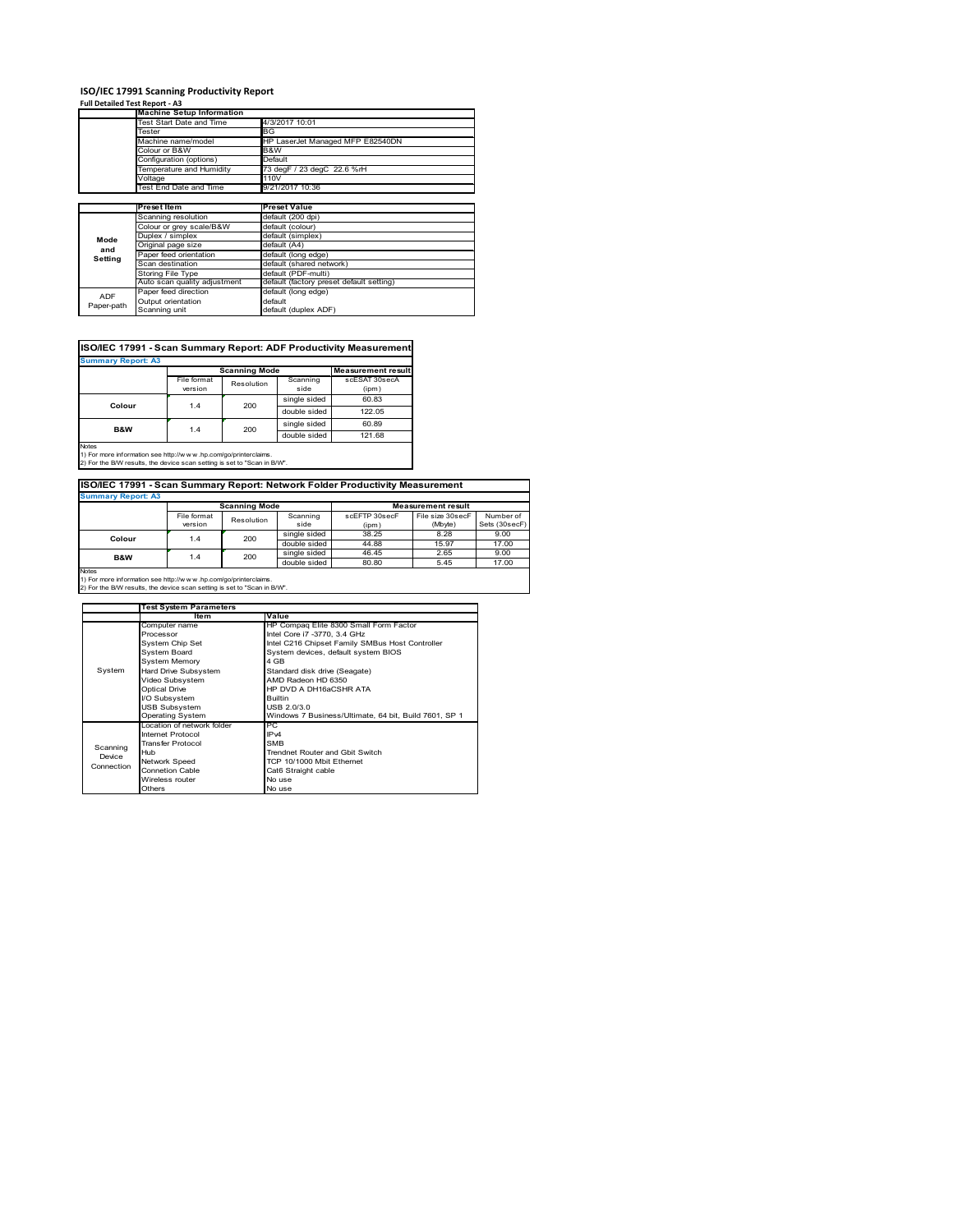# ISO/IEC 17991 Scanning Productivity Report

**Full Detailed Test Report - A3**

| | Machine Setup Information | |
|---|---|---|
| | Test Start Date and Time | 4/3/2017 10:01 |
| | Tester | BG |
| | Machine name/model | HP LaserJet Managed MFP E82540DN |
| | Colour or B&W | B&W |
| | Configuration (options) | Default |
| | Temperature and Humidity | 73 degF / 23 degC 22.6 %rH |
| | Voltage | 110V |
| | Test End Date and Time | 9/21/2017 10:36 |

| | Preset Item | Preset Value |
|---|---|---|
| Mode and Setting | Scanning resolution | default (200 dpi) |
| | Colour or grey scale/B&W | default (colour) |
| | Duplex / simplex | default (simplex) |
| | Original page size | default (A4) |
| | Paper feed orientation | default (long edge) |
| | Scan destination | default (shared network) |
| | Storing File Type | default (PDF-multi) |
| | Auto scan quality adjustment | default (factory preset default setting) |
| ADF Paper-path | Paper feed direction | default (long edge) |
| | Output orientation | default |
| | Scanning unit | default (duplex ADF) |

## ISO/IEC 17991 - Scan Summary Report: ADF Productivity Measurement

**Summary Report: A3**

| | Scanning Mode | | | Measurement result |
|---|---|---|---|---|
| | File format version | Resolution | Scanning side | scESAT 30secA (ipm) |
| Colour | 1.4 | 200 | single sided | 60.83 |
| | | | double sided | 122.05 |
| B&W | 1.4 | 200 | single sided | 60.89 |
| | | | double sided | 121.68 |

Notes
1) For more information see http://w w w .hp.com/go/printerclaims.
2) For the B/W results, the device scan setting is set to "Scan in B/W".

## ISO/IEC 17991 - Scan Summary Report: Network Folder Productivity Measurement

**Summary Report: A3**

| | Scanning Mode | | | Measurement result | | |
|---|---|---|---|---|---|---|
| | File format version | Resolution | Scanning side | scEFTP 30secF (ipm) | File size 30secF (Mbyte) | Number of Sets (30secF) |
| Colour | 1.4 | 200 | single sided | 38.25 | 8.28 | 9.00 |
| | | | double sided | 44.88 | 15.97 | 17.00 |
| B&W | 1.4 | 200 | single sided | 46.45 | 2.65 | 9.00 |
| | | | double sided | 80.80 | 5.45 | 17.00 |

Notes
1) For more information see http://w w w .hp.com/go/printerclaims.
2) For the B/W results, the device scan setting is set to "Scan in B/W".

| | Test System Parameters | |
|---|---|---|
| | Item | Value |
| System | Computer name | HP Compaq Elite 8300 Small Form Factor |
| | Processor | Intel Core i7 -3770, 3.4 GHz |
| | System Chip Set | Intel C216 Chipset Family SMBus Host Controller |
| | System Board | System devices, default system BIOS |
| | System Memory | 4 GB |
| | Hard Drive Subsystem | Standard disk drive (Seagate) |
| | Video Subsystem | AMD Radeon HD 6350 |
| | Optical Drive | HP DVD A DH16aCSHR ATA |
| | I/O Subsystem | Builtin |
| | USB Subsystem | USB 2.0/3.0 |
| | Operating System | Windows 7 Business/Ultimate, 64 bit, Build 7601, SP 1 |
| Scanning Device Connection | Location of network folder | PC |
| | Internet Protocol | IPv4 |
| | Transfer Protocol | SMB |
| | Hub | Trendnet Router and Gbit Switch |
| | Network Speed | TCP 10/1000 Mbit Ethernet |
| | Connetion Cable | Cat6 Straight cable |
| | Wireless router | No use |
| | Others | No use |